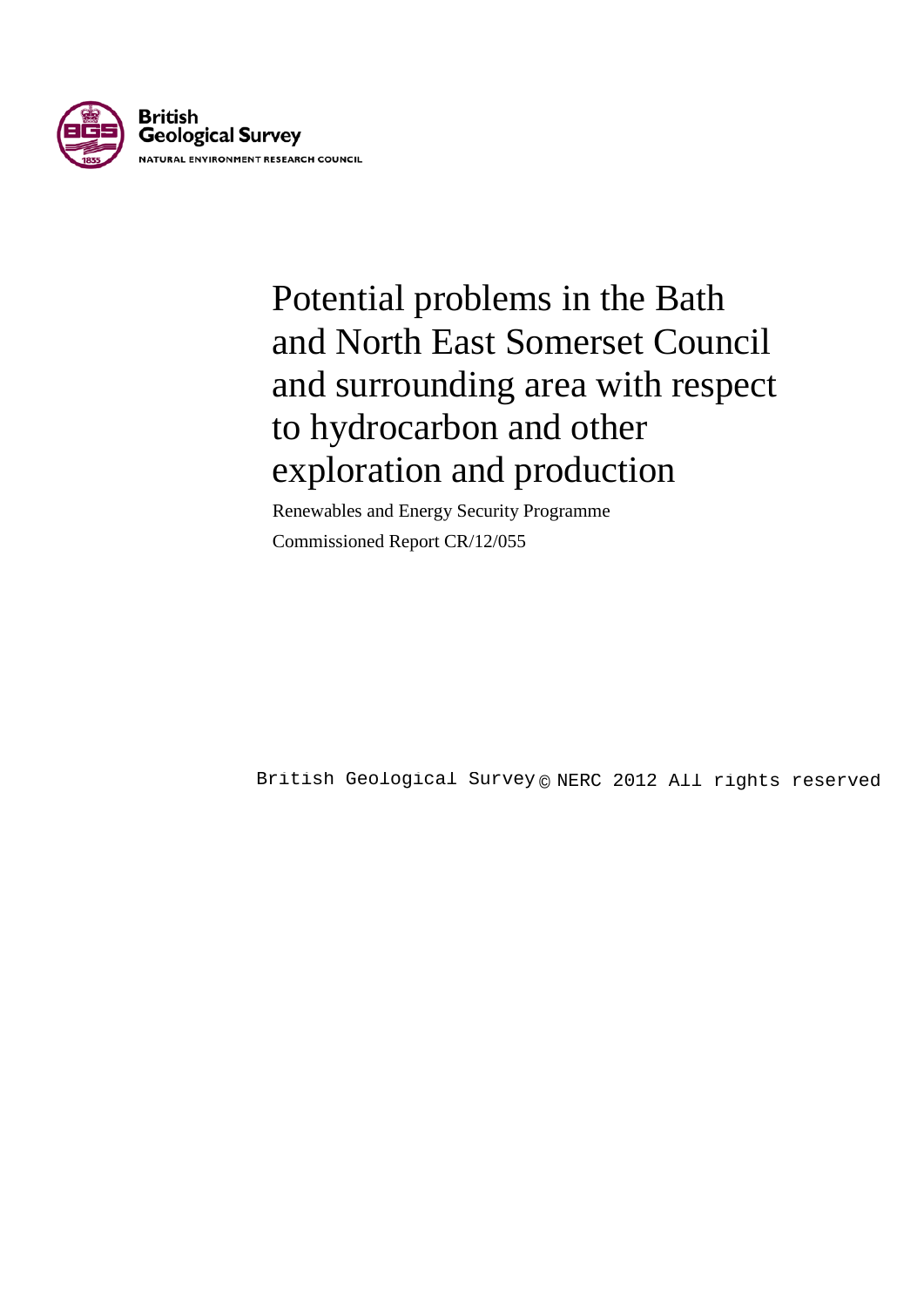British Geological Survey

NATURAL ENVIRONMENT RESEARCH COUNCIL

# Potential problems in the Bath and North East Somerset Council and surrounding area with respect to hydrocarbon and other exploration and production

Renewables and Energy Security Programme

Commissioned Report CR/12/055

British Geological Survey © NERC 2012 All rights reserved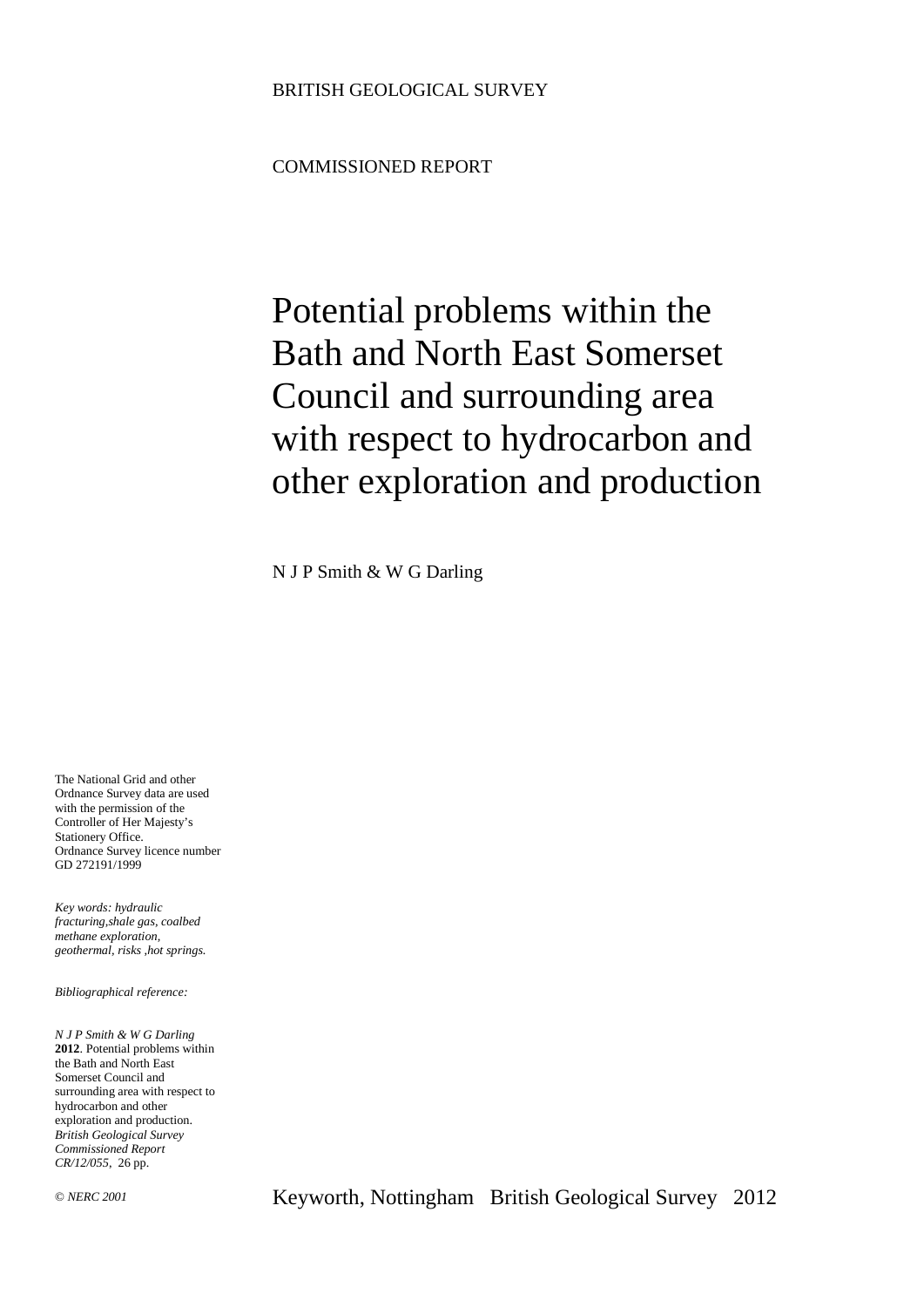BRITISH GEOLOGICAL SURVEY

COMMISSIONED REPORT

# Potential problems within the Bath and North East Somerset Council and surrounding area with respect to hydrocarbon and other exploration and production

N J P Smith & W G Darling

The National Grid and other Ordnance Survey data are used with the permission of the Controller of Her Majesty's Stationery Office.
Ordnance Survey licence number GD 272191/1999

*Key words: hydraulic fracturing,shale gas, coalbed methane exploration, geothermal, risks ,hot springs.*

*Bibliographical reference:*

*N J P Smith & W G Darling* **2012**. Potential problems within the Bath and North East Somerset Council and surrounding area with respect to hydrocarbon and other exploration and production. *British Geological Survey Commissioned Report CR/12/055*, 26 pp.

*© NERC 2001*

Keyworth, Nottingham British Geological Survey 2012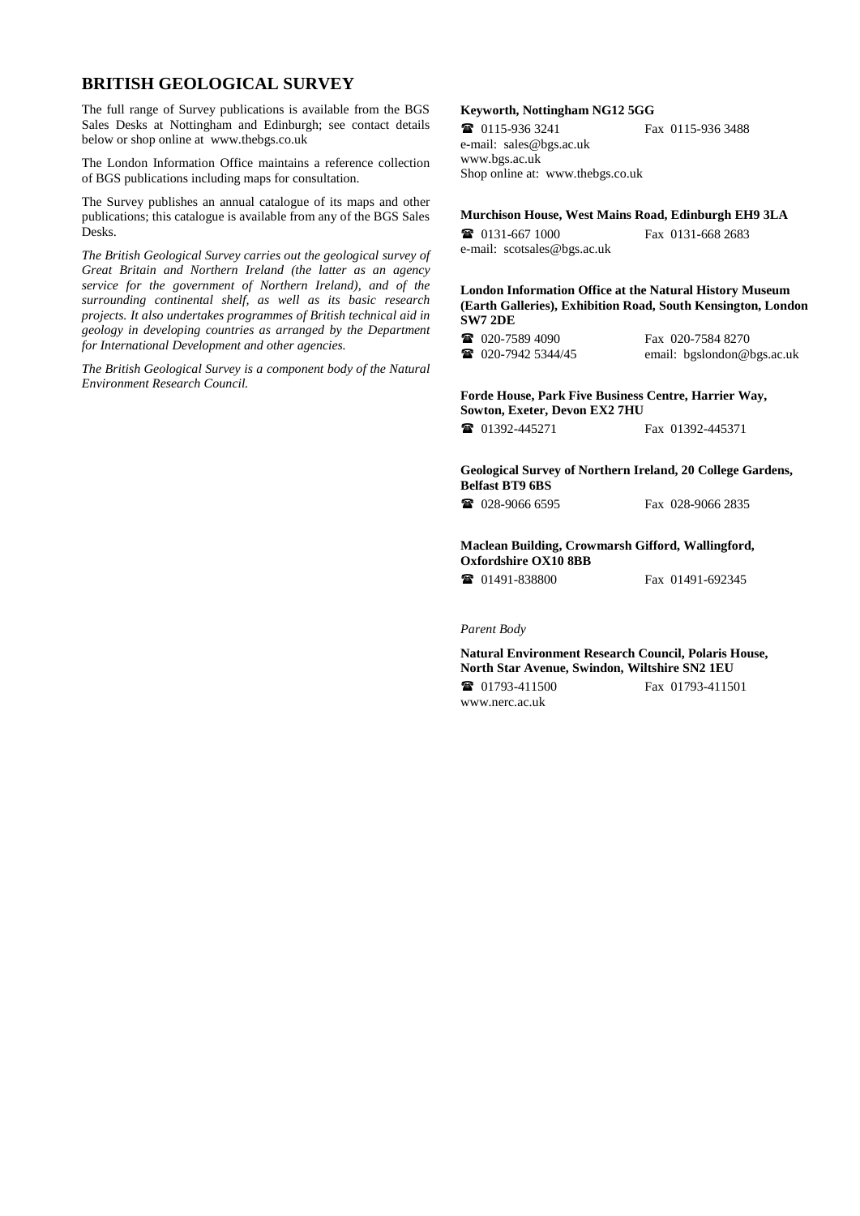## BRITISH GEOLOGICAL SURVEY

The full range of Survey publications is available from the BGS Sales Desks at Nottingham and Edinburgh; see contact details below or shop online at www.thebgs.co.uk

The London Information Office maintains a reference collection of BGS publications including maps for consultation.

The Survey publishes an annual catalogue of its maps and other publications; this catalogue is available from any of the BGS Sales Desks.

*The British Geological Survey carries out the geological survey of Great Britain and Northern Ireland (the latter as an agency service for the government of Northern Ireland), and of the surrounding continental shelf, as well as its basic research projects. It also undertakes programmes of British technical aid in geology in developing countries as arranged by the Department for International Development and other agencies.*

*The British Geological Survey is a component body of the Natural Environment Research Council.*

**Keyworth, Nottingham NG12 5GG**

☎ 0115-936 3241 Fax 0115-936 3488
e-mail: sales@bgs.ac.uk
www.bgs.ac.uk
Shop online at: www.thebgs.co.uk

**Murchison House, West Mains Road, Edinburgh EH9 3LA**

☎ 0131-667 1000 Fax 0131-668 2683
e-mail: scotsales@bgs.ac.uk

**London Information Office at the Natural History Museum (Earth Galleries), Exhibition Road, South Kensington, London SW7 2DE**

☎ 020-7589 4090 Fax 020-7584 8270
☎ 020-7942 5344/45 email: bgslondon@bgs.ac.uk

**Forde House, Park Five Business Centre, Harrier Way, Sowton, Exeter, Devon EX2 7HU**

☎ 01392-445271 Fax 01392-445371

**Geological Survey of Northern Ireland, 20 College Gardens, Belfast BT9 6BS**

☎ 028-9066 6595 Fax 028-9066 2835

**Maclean Building, Crowmarsh Gifford, Wallingford, Oxfordshire OX10 8BB**

☎ 01491-838800 Fax 01491-692345

*Parent Body*

**Natural Environment Research Council, Polaris House, North Star Avenue, Swindon, Wiltshire SN2 1EU**

☎ 01793-411500 Fax 01793-411501
www.nerc.ac.uk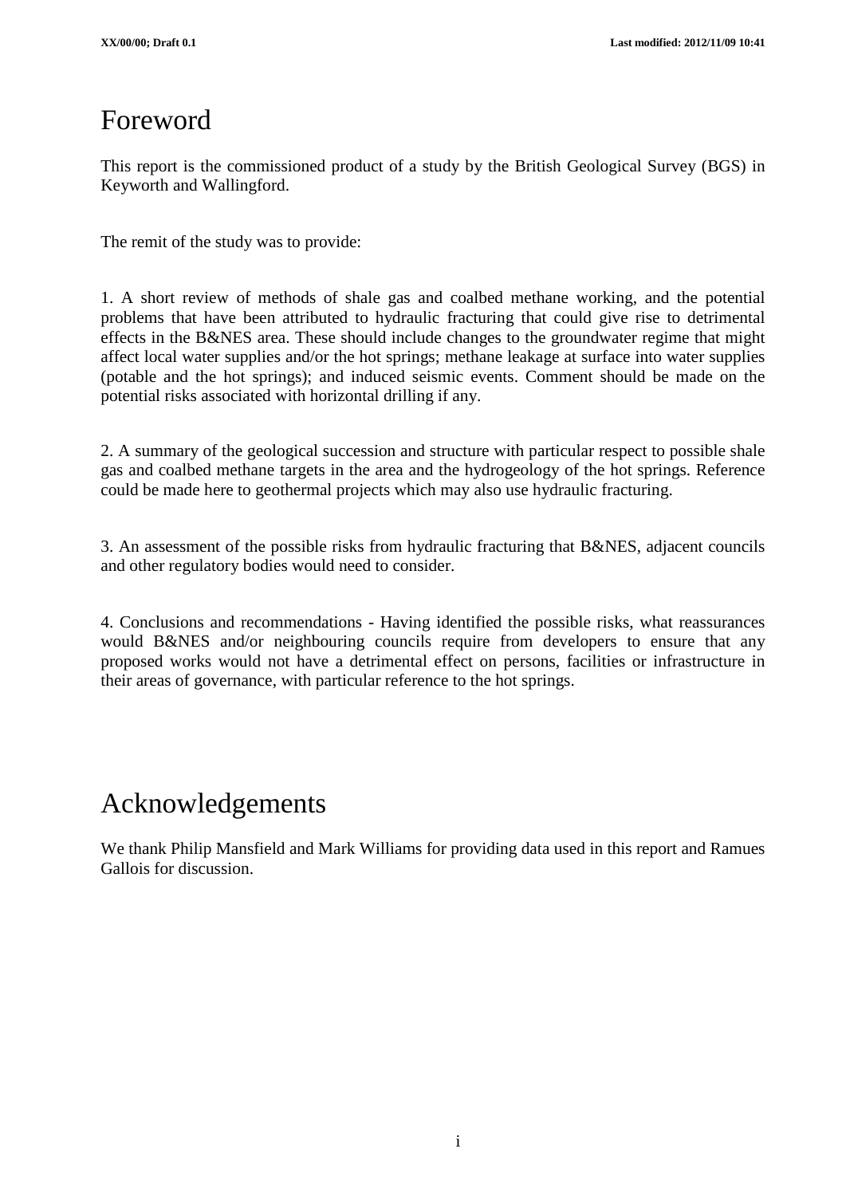# Foreword

This report is the commissioned product of a study by the British Geological Survey (BGS) in Keyworth and Wallingford.

The remit of the study was to provide:

1. A short review of methods of shale gas and coalbed methane working, and the potential problems that have been attributed to hydraulic fracturing that could give rise to detrimental effects in the B&NES area. These should include changes to the groundwater regime that might affect local water supplies and/or the hot springs; methane leakage at surface into water supplies (potable and the hot springs); and induced seismic events. Comment should be made on the potential risks associated with horizontal drilling if any.

2. A summary of the geological succession and structure with particular respect to possible shale gas and coalbed methane targets in the area and the hydrogeology of the hot springs. Reference could be made here to geothermal projects which may also use hydraulic fracturing.

3. An assessment of the possible risks from hydraulic fracturing that B&NES, adjacent councils and other regulatory bodies would need to consider.

4. Conclusions and recommendations - Having identified the possible risks, what reassurances would B&NES and/or neighbouring councils require from developers to ensure that any proposed works would not have a detrimental effect on persons, facilities or infrastructure in their areas of governance, with particular reference to the hot springs.

# Acknowledgements

We thank Philip Mansfield and Mark Williams for providing data used in this report and Ramues Gallois for discussion.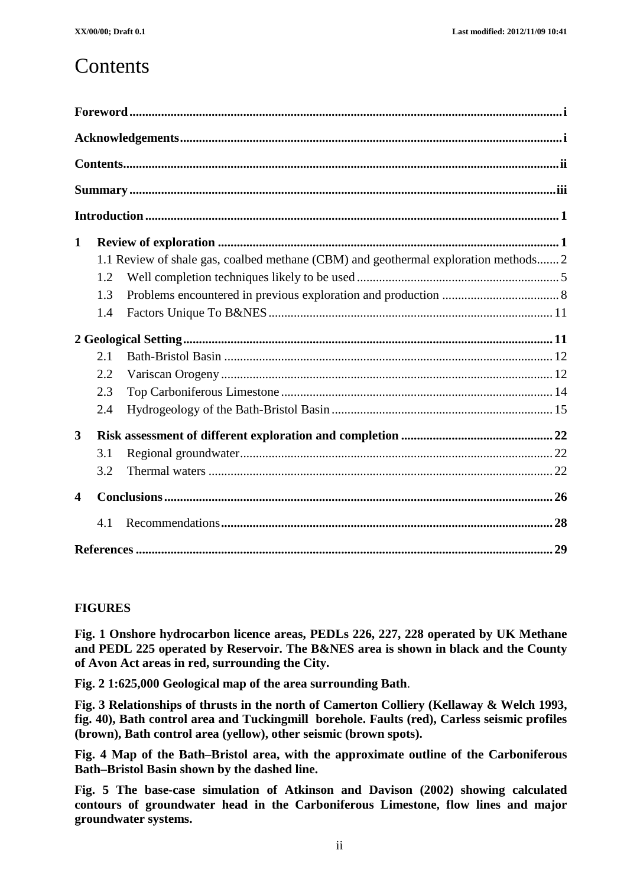# Contents

**Foreword** ..... **i**

**Acknowledgements** ..... **i**

**Contents** ..... **ii**

**Summary** ..... **iii**

**Introduction** ..... **1**

**1 Review of exploration** ..... **1**

- 1.1 Review of shale gas, coalbed methane (CBM) and geothermal exploration methods ..... 2
- 1.2 Well completion techniques likely to be used ..... 5
- 1.3 Problems encountered in previous exploration and production ..... 8
- 1.4 Factors Unique To B&NES ..... 11

**2 Geological Setting** ..... **11**

- 2.1 Bath-Bristol Basin ..... 12
- 2.2 Variscan Orogeny ..... 12
- 2.3 Top Carboniferous Limestone ..... 14
- 2.4 Hydrogeology of the Bath-Bristol Basin ..... 15

**3 Risk assessment of different exploration and completion** ..... **22**

- 3.1 Regional groundwater ..... 22
- 3.2 Thermal waters ..... 22

**4 Conclusions** ..... **26**

- 4.1 Recommendations ..... **28**

**References** ..... **29**

**FIGURES**

**Fig. 1 Onshore hydrocarbon licence areas, PEDLs 226, 227, 228 operated by UK Methane and PEDL 225 operated by Reservoir. The B&NES area is shown in black and the County of Avon Act areas in red, surrounding the City.**

**Fig. 2 1:625,000 Geological map of the area surrounding Bath**.

**Fig. 3 Relationships of thrusts in the north of Camerton Colliery (Kellaway & Welch 1993, fig. 40), Bath control area and Tuckingmill borehole. Faults (red), Carless seismic profiles (brown), Bath control area (yellow), other seismic (brown spots).**

**Fig. 4 Map of the Bath–Bristol area, with the approximate outline of the Carboniferous Bath–Bristol Basin shown by the dashed line.**

**Fig. 5 The base-case simulation of Atkinson and Davison (2002) showing calculated contours of groundwater head in the Carboniferous Limestone, flow lines and major groundwater systems.**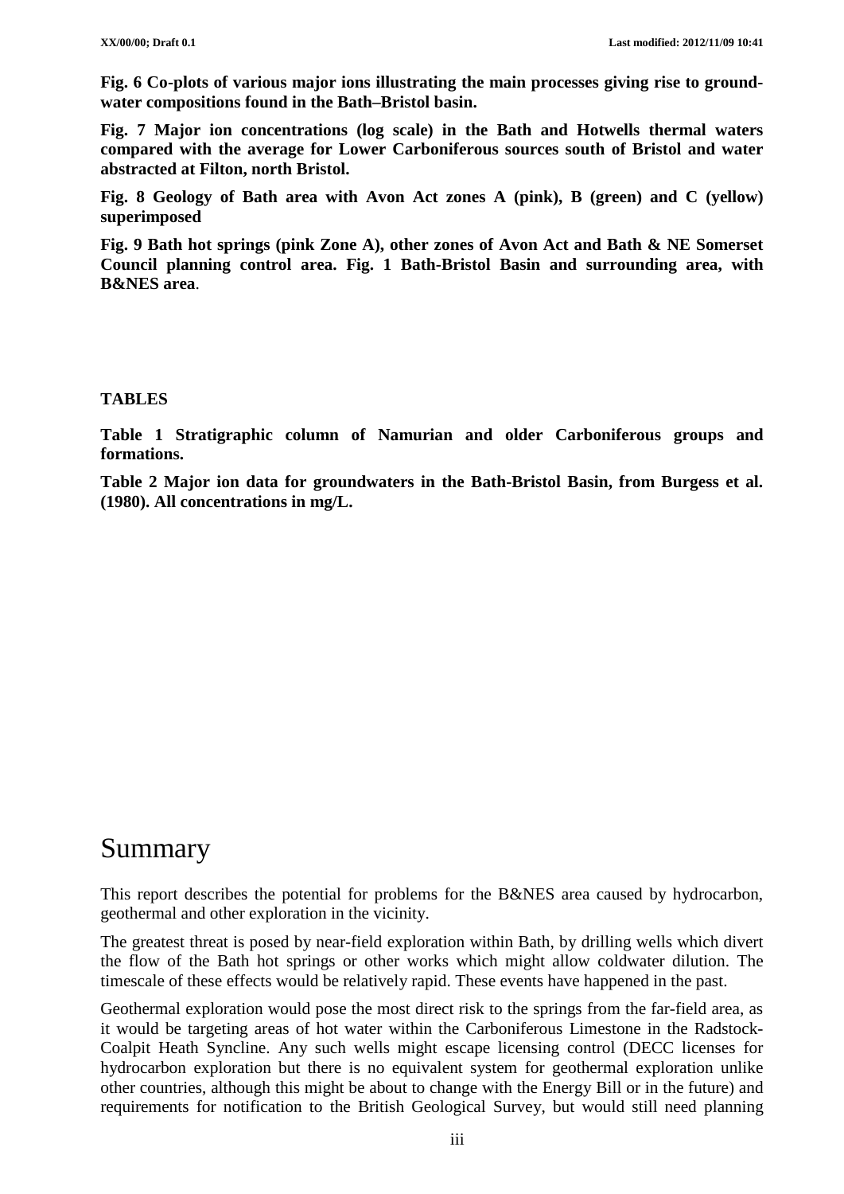**Fig. 6 Co-plots of various major ions illustrating the main processes giving rise to ground-water compositions found in the Bath–Bristol basin.**

**Fig. 7 Major ion concentrations (log scale) in the Bath and Hotwells thermal waters compared with the average for Lower Carboniferous sources south of Bristol and water abstracted at Filton, north Bristol.**

**Fig. 8 Geology of Bath area with Avon Act zones A (pink), B (green) and C (yellow) superimposed**

**Fig. 9 Bath hot springs (pink Zone A), other zones of Avon Act and Bath & NE Somerset Council planning control area. Fig. 1 Bath-Bristol Basin and surrounding area, with B&NES area**.

**TABLES**

**Table 1 Stratigraphic column of Namurian and older Carboniferous groups and formations.**

**Table 2 Major ion data for groundwaters in the Bath-Bristol Basin, from Burgess et al. (1980). All concentrations in mg/L.**

# Summary

This report describes the potential for problems for the B&NES area caused by hydrocarbon, geothermal and other exploration in the vicinity.

The greatest threat is posed by near-field exploration within Bath, by drilling wells which divert the flow of the Bath hot springs or other works which might allow coldwater dilution. The timescale of these effects would be relatively rapid. These events have happened in the past.

Geothermal exploration would pose the most direct risk to the springs from the far-field area, as it would be targeting areas of hot water within the Carboniferous Limestone in the Radstock-Coalpit Heath Syncline. Any such wells might escape licensing control (DECC licenses for hydrocarbon exploration but there is no equivalent system for geothermal exploration unlike other countries, although this might be about to change with the Energy Bill or in the future) and requirements for notification to the British Geological Survey, but would still need planning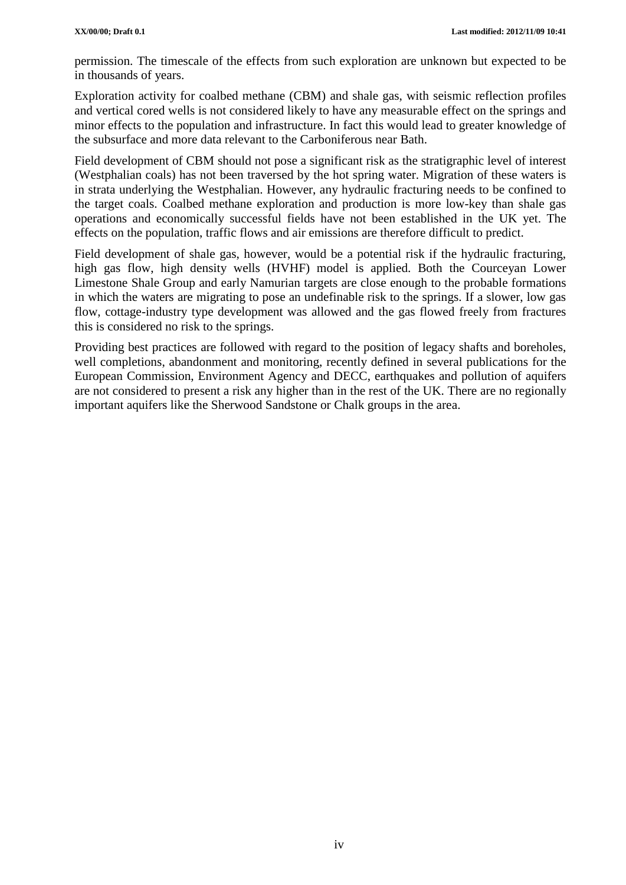permission. The timescale of the effects from such exploration are unknown but expected to be in thousands of years.

Exploration activity for coalbed methane (CBM) and shale gas, with seismic reflection profiles and vertical cored wells is not considered likely to have any measurable effect on the springs and minor effects to the population and infrastructure. In fact this would lead to greater knowledge of the subsurface and more data relevant to the Carboniferous near Bath.

Field development of CBM should not pose a significant risk as the stratigraphic level of interest (Westphalian coals) has not been traversed by the hot spring water. Migration of these waters is in strata underlying the Westphalian. However, any hydraulic fracturing needs to be confined to the target coals. Coalbed methane exploration and production is more low-key than shale gas operations and economically successful fields have not been established in the UK yet. The effects on the population, traffic flows and air emissions are therefore difficult to predict.

Field development of shale gas, however, would be a potential risk if the hydraulic fracturing, high gas flow, high density wells (HVHF) model is applied. Both the Courceyan Lower Limestone Shale Group and early Namurian targets are close enough to the probable formations in which the waters are migrating to pose an undefinable risk to the springs. If a slower, low gas flow, cottage-industry type development was allowed and the gas flowed freely from fractures this is considered no risk to the springs.

Providing best practices are followed with regard to the position of legacy shafts and boreholes, well completions, abandonment and monitoring, recently defined in several publications for the European Commission, Environment Agency and DECC, earthquakes and pollution of aquifers are not considered to present a risk any higher than in the rest of the UK. There are no regionally important aquifers like the Sherwood Sandstone or Chalk groups in the area.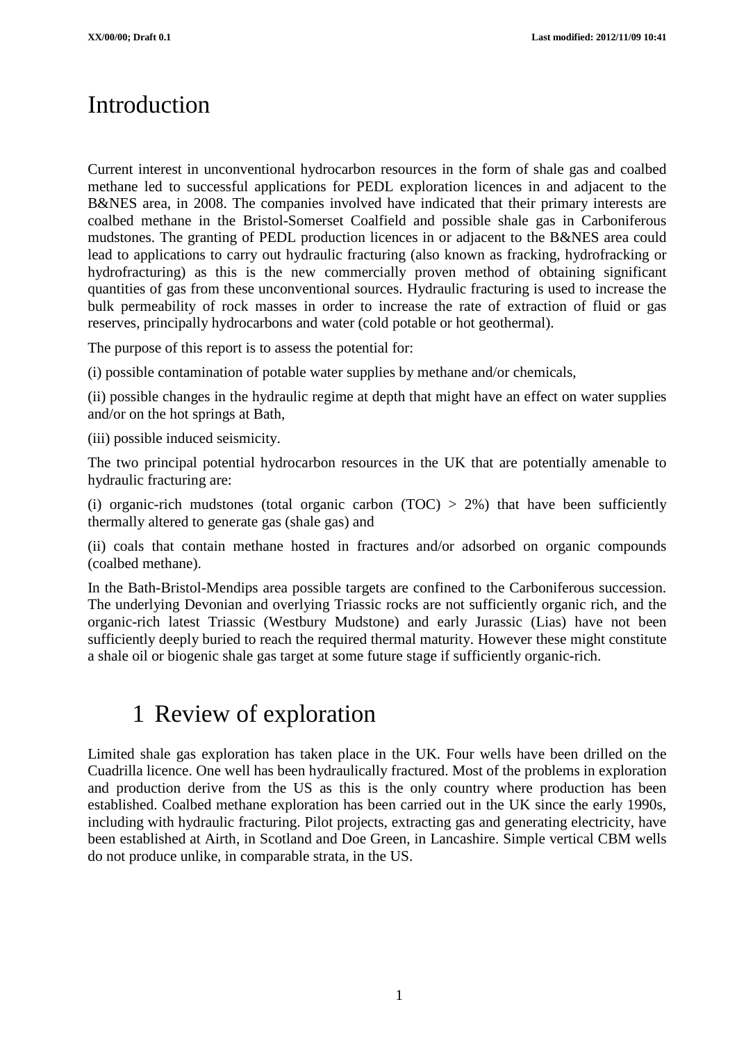# Introduction

Current interest in unconventional hydrocarbon resources in the form of shale gas and coalbed methane led to successful applications for PEDL exploration licences in and adjacent to the B&NES area, in 2008. The companies involved have indicated that their primary interests are coalbed methane in the Bristol-Somerset Coalfield and possible shale gas in Carboniferous mudstones. The granting of PEDL production licences in or adjacent to the B&NES area could lead to applications to carry out hydraulic fracturing (also known as fracking, hydrofracking or hydrofracturing) as this is the new commercially proven method of obtaining significant quantities of gas from these unconventional sources. Hydraulic fracturing is used to increase the bulk permeability of rock masses in order to increase the rate of extraction of fluid or gas reserves, principally hydrocarbons and water (cold potable or hot geothermal).

The purpose of this report is to assess the potential for:

(i) possible contamination of potable water supplies by methane and/or chemicals,

(ii) possible changes in the hydraulic regime at depth that might have an effect on water supplies and/or on the hot springs at Bath,

(iii) possible induced seismicity.

The two principal potential hydrocarbon resources in the UK that are potentially amenable to hydraulic fracturing are:

(i) organic-rich mudstones (total organic carbon (TOC) > 2%) that have been sufficiently thermally altered to generate gas (shale gas) and

(ii) coals that contain methane hosted in fractures and/or adsorbed on organic compounds (coalbed methane).

In the Bath-Bristol-Mendips area possible targets are confined to the Carboniferous succession. The underlying Devonian and overlying Triassic rocks are not sufficiently organic rich, and the organic-rich latest Triassic (Westbury Mudstone) and early Jurassic (Lias) have not been sufficiently deeply buried to reach the required thermal maturity. However these might constitute a shale oil or biogenic shale gas target at some future stage if sufficiently organic-rich.

# 1 Review of exploration

Limited shale gas exploration has taken place in the UK. Four wells have been drilled on the Cuadrilla licence. One well has been hydraulically fractured. Most of the problems in exploration and production derive from the US as this is the only country where production has been established. Coalbed methane exploration has been carried out in the UK since the early 1990s, including with hydraulic fracturing. Pilot projects, extracting gas and generating electricity, have been established at Airth, in Scotland and Doe Green, in Lancashire. Simple vertical CBM wells do not produce unlike, in comparable strata, in the US.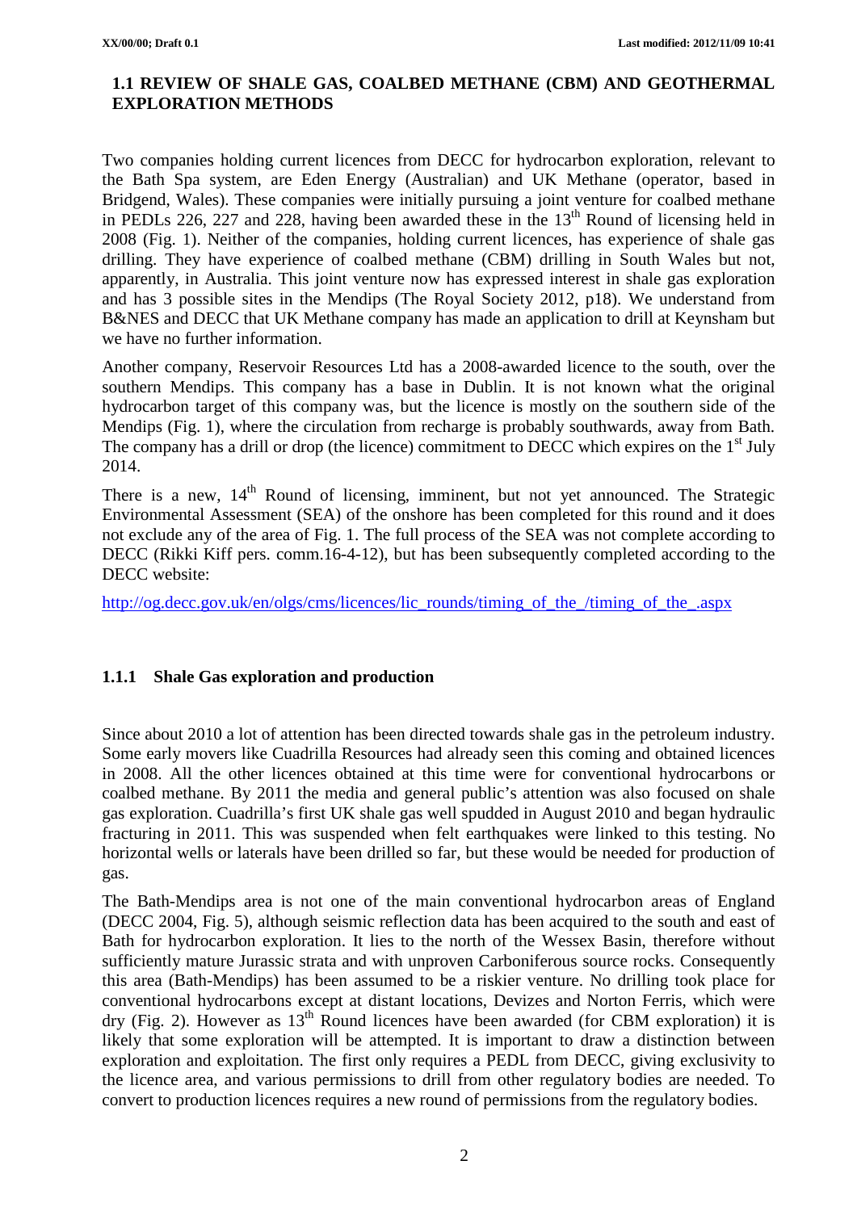## 1.1 REVIEW OF SHALE GAS, COALBED METHANE (CBM) AND GEOTHERMAL EXPLORATION METHODS

Two companies holding current licences from DECC for hydrocarbon exploration, relevant to the Bath Spa system, are Eden Energy (Australian) and UK Methane (operator, based in Bridgend, Wales). These companies were initially pursuing a joint venture for coalbed methane in PEDLs 226, 227 and 228, having been awarded these in the 13th Round of licensing held in 2008 (Fig. 1). Neither of the companies, holding current licences, has experience of shale gas drilling. They have experience of coalbed methane (CBM) drilling in South Wales but not, apparently, in Australia. This joint venture now has expressed interest in shale gas exploration and has 3 possible sites in the Mendips (The Royal Society 2012, p18). We understand from B&NES and DECC that UK Methane company has made an application to drill at Keynsham but we have no further information.

Another company, Reservoir Resources Ltd has a 2008-awarded licence to the south, over the southern Mendips. This company has a base in Dublin. It is not known what the original hydrocarbon target of this company was, but the licence is mostly on the southern side of the Mendips (Fig. 1), where the circulation from recharge is probably southwards, away from Bath. The company has a drill or drop (the licence) commitment to DECC which expires on the 1st July 2014.

There is a new, 14th Round of licensing, imminent, but not yet announced. The Strategic Environmental Assessment (SEA) of the onshore has been completed for this round and it does not exclude any of the area of Fig. 1. The full process of the SEA was not complete according to DECC (Rikki Kiff pers. comm.16-4-12), but has been subsequently completed according to the DECC website:

http://og.decc.gov.uk/en/olgs/cms/licences/lic_rounds/timing_of_the_/timing_of_the_.aspx

### 1.1.1 Shale Gas exploration and production

Since about 2010 a lot of attention has been directed towards shale gas in the petroleum industry. Some early movers like Cuadrilla Resources had already seen this coming and obtained licences in 2008. All the other licences obtained at this time were for conventional hydrocarbons or coalbed methane. By 2011 the media and general public's attention was also focused on shale gas exploration. Cuadrilla's first UK shale gas well spudded in August 2010 and began hydraulic fracturing in 2011. This was suspended when felt earthquakes were linked to this testing. No horizontal wells or laterals have been drilled so far, but these would be needed for production of gas.

The Bath-Mendips area is not one of the main conventional hydrocarbon areas of England (DECC 2004, Fig. 5), although seismic reflection data has been acquired to the south and east of Bath for hydrocarbon exploration. It lies to the north of the Wessex Basin, therefore without sufficiently mature Jurassic strata and with unproven Carboniferous source rocks. Consequently this area (Bath-Mendips) has been assumed to be a riskier venture. No drilling took place for conventional hydrocarbons except at distant locations, Devizes and Norton Ferris, which were dry (Fig. 2). However as 13th Round licences have been awarded (for CBM exploration) it is likely that some exploration will be attempted. It is important to draw a distinction between exploration and exploitation. The first only requires a PEDL from DECC, giving exclusivity to the licence area, and various permissions to drill from other regulatory bodies are needed. To convert to production licences requires a new round of permissions from the regulatory bodies.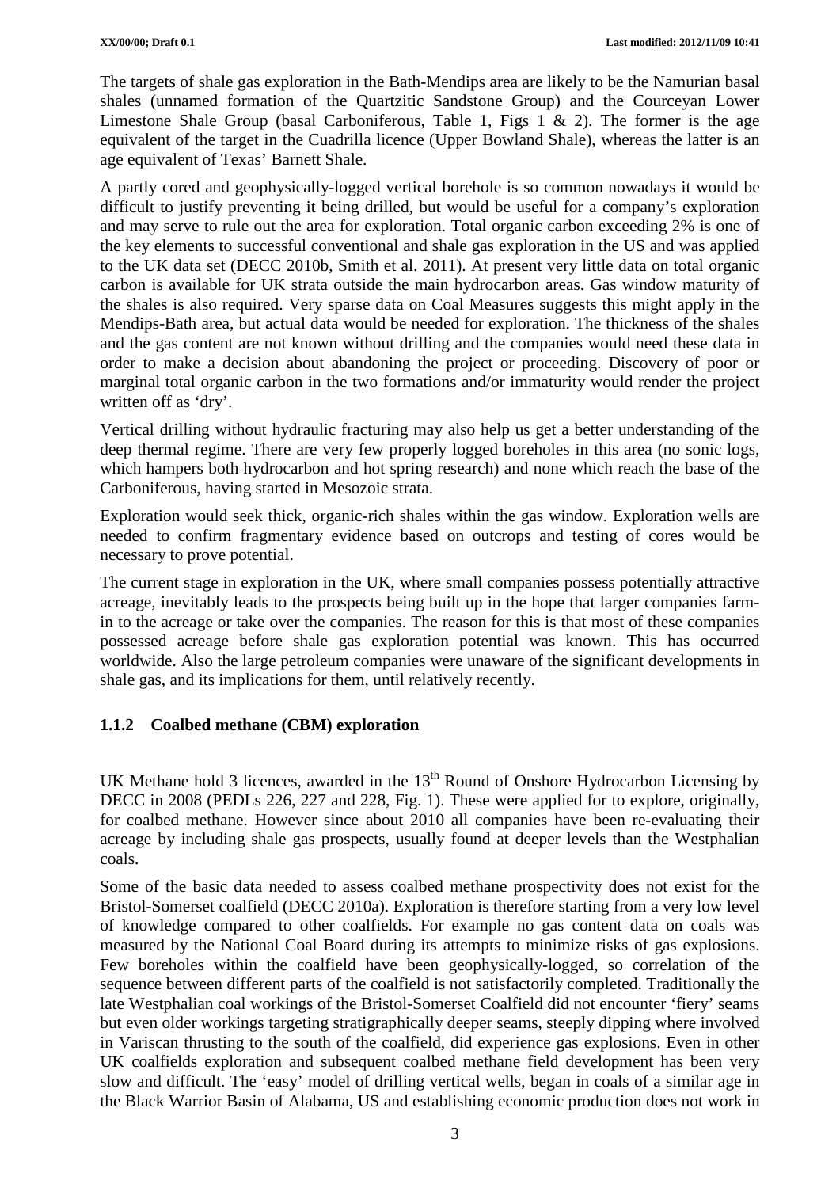The targets of shale gas exploration in the Bath-Mendips area are likely to be the Namurian basal shales (unnamed formation of the Quartzitic Sandstone Group) and the Courceyan Lower Limestone Shale Group (basal Carboniferous, Table 1, Figs 1 & 2). The former is the age equivalent of the target in the Cuadrilla licence (Upper Bowland Shale), whereas the latter is an age equivalent of Texas' Barnett Shale.

A partly cored and geophysically-logged vertical borehole is so common nowadays it would be difficult to justify preventing it being drilled, but would be useful for a company's exploration and may serve to rule out the area for exploration. Total organic carbon exceeding 2% is one of the key elements to successful conventional and shale gas exploration in the US and was applied to the UK data set (DECC 2010b, Smith et al. 2011). At present very little data on total organic carbon is available for UK strata outside the main hydrocarbon areas. Gas window maturity of the shales is also required. Very sparse data on Coal Measures suggests this might apply in the Mendips-Bath area, but actual data would be needed for exploration. The thickness of the shales and the gas content are not known without drilling and the companies would need these data in order to make a decision about abandoning the project or proceeding. Discovery of poor or marginal total organic carbon in the two formations and/or immaturity would render the project written off as 'dry'.

Vertical drilling without hydraulic fracturing may also help us get a better understanding of the deep thermal regime. There are very few properly logged boreholes in this area (no sonic logs, which hampers both hydrocarbon and hot spring research) and none which reach the base of the Carboniferous, having started in Mesozoic strata.

Exploration would seek thick, organic-rich shales within the gas window. Exploration wells are needed to confirm fragmentary evidence based on outcrops and testing of cores would be necessary to prove potential.

The current stage in exploration in the UK, where small companies possess potentially attractive acreage, inevitably leads to the prospects being built up in the hope that larger companies farm-in to the acreage or take over the companies. The reason for this is that most of these companies possessed acreage before shale gas exploration potential was known. This has occurred worldwide. Also the large petroleum companies were unaware of the significant developments in shale gas, and its implications for them, until relatively recently.

### 1.1.2 Coalbed methane (CBM) exploration

UK Methane hold 3 licences, awarded in the 13th Round of Onshore Hydrocarbon Licensing by DECC in 2008 (PEDLs 226, 227 and 228, Fig. 1). These were applied for to explore, originally, for coalbed methane. However since about 2010 all companies have been re-evaluating their acreage by including shale gas prospects, usually found at deeper levels than the Westphalian coals.

Some of the basic data needed to assess coalbed methane prospectivity does not exist for the Bristol-Somerset coalfield (DECC 2010a). Exploration is therefore starting from a very low level of knowledge compared to other coalfields. For example no gas content data on coals was measured by the National Coal Board during its attempts to minimize risks of gas explosions. Few boreholes within the coalfield have been geophysically-logged, so correlation of the sequence between different parts of the coalfield is not satisfactorily completed. Traditionally the late Westphalian coal workings of the Bristol-Somerset Coalfield did not encounter 'fiery' seams but even older workings targeting stratigraphically deeper seams, steeply dipping where involved in Variscan thrusting to the south of the coalfield, did experience gas explosions. Even in other UK coalfields exploration and subsequent coalbed methane field development has been very slow and difficult. The 'easy' model of drilling vertical wells, began in coals of a similar age in the Black Warrior Basin of Alabama, US and establishing economic production does not work in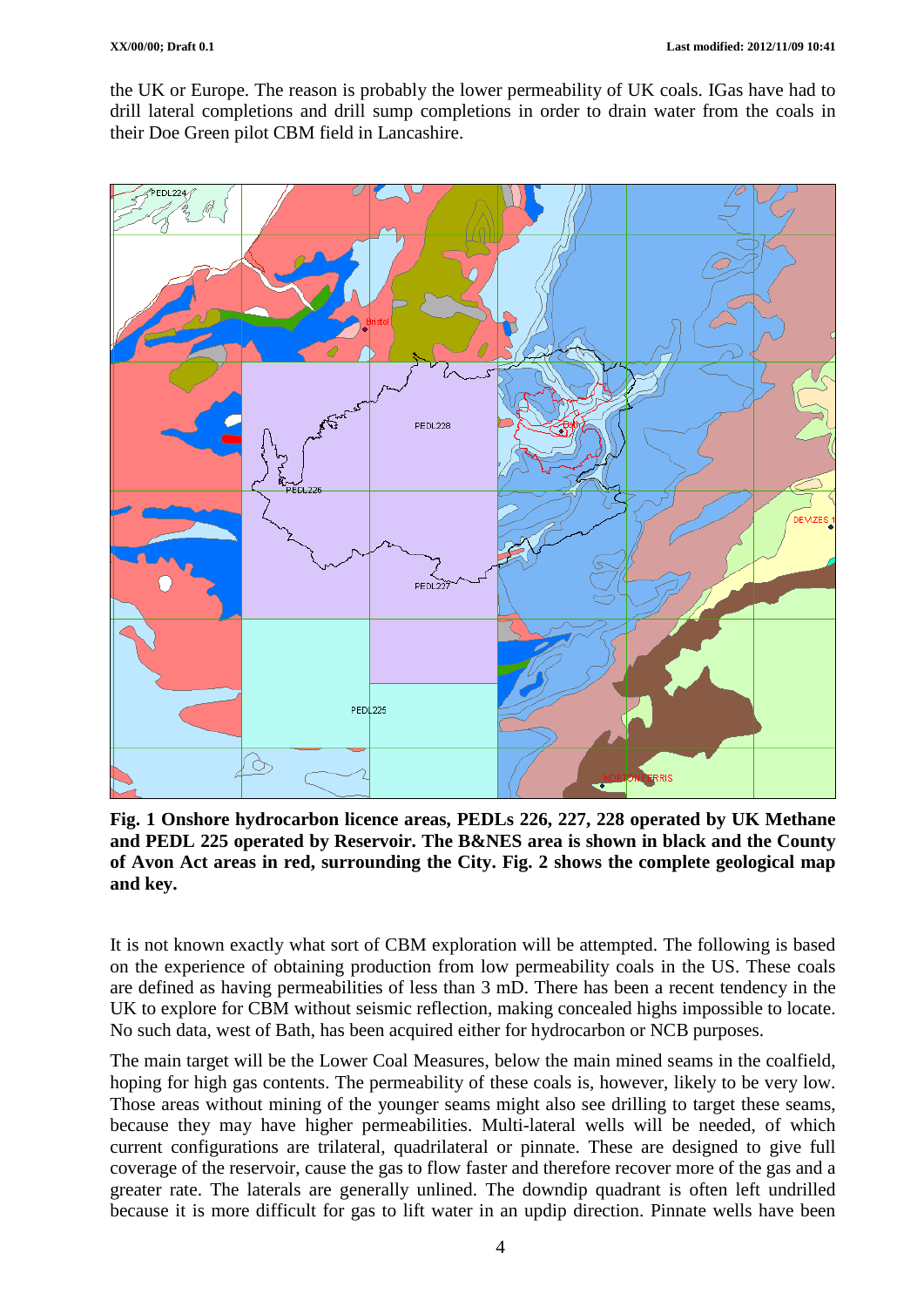the UK or Europe. The reason is probably the lower permeability of UK coals. IGas have had to drill lateral completions and drill sump completions in order to drain water from the coals in their Doe Green pilot CBM field in Lancashire.

**Fig. 1 Onshore hydrocarbon licence areas, PEDLs 226, 227, 228 operated by UK Methane and PEDL 225 operated by Reservoir. The B&NES area is shown in black and the County of Avon Act areas in red, surrounding the City. Fig. 2 shows the complete geological map and key.**

It is not known exactly what sort of CBM exploration will be attempted. The following is based on the experience of obtaining production from low permeability coals in the US. These coals are defined as having permeabilities of less than 3 mD. There has been a recent tendency in the UK to explore for CBM without seismic reflection, making concealed highs impossible to locate. No such data, west of Bath, has been acquired either for hydrocarbon or NCB purposes.

The main target will be the Lower Coal Measures, below the main mined seams in the coalfield, hoping for high gas contents. The permeability of these coals is, however, likely to be very low. Those areas without mining of the younger seams might also see drilling to target these seams, because they may have higher permeabilities. Multi-lateral wells will be needed, of which current configurations are trilateral, quadrilateral or pinnate. These are designed to give full coverage of the reservoir, cause the gas to flow faster and therefore recover more of the gas and a greater rate. The laterals are generally unlined. The downdip quadrant is often left undrilled because it is more difficult for gas to lift water in an updip direction. Pinnate wells have been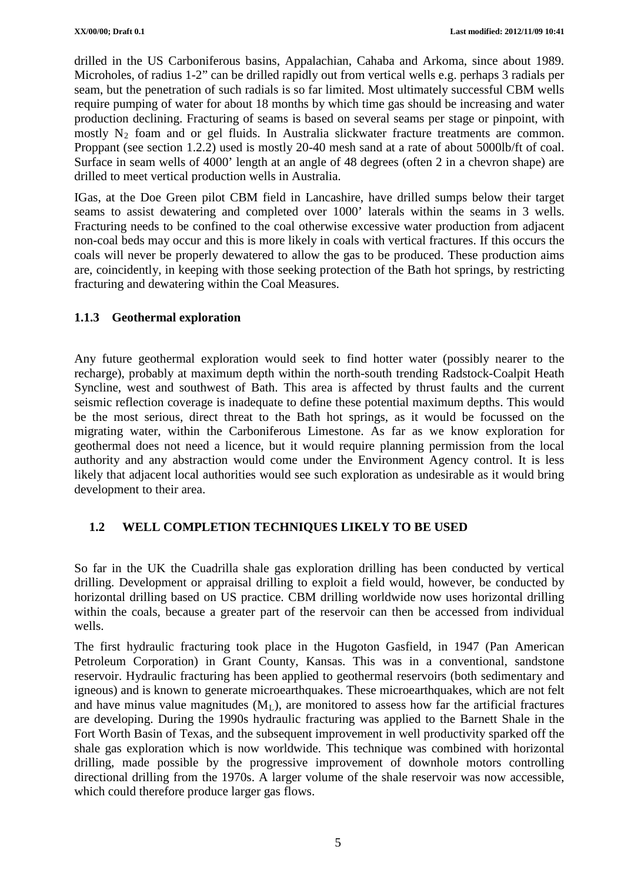drilled in the US Carboniferous basins, Appalachian, Cahaba and Arkoma, since about 1989. Microholes, of radius 1-2" can be drilled rapidly out from vertical wells e.g. perhaps 3 radials per seam, but the penetration of such radials is so far limited. Most ultimately successful CBM wells require pumping of water for about 18 months by which time gas should be increasing and water production declining. Fracturing of seams is based on several seams per stage or pinpoint, with mostly $N_2$ foam and or gel fluids. In Australia slickwater fracture treatments are common. Proppant (see section 1.2.2) used is mostly 20-40 mesh sand at a rate of about 5000lb/ft of coal. Surface in seam wells of 4000' length at an angle of 48 degrees (often 2 in a chevron shape) are drilled to meet vertical production wells in Australia.

IGas, at the Doe Green pilot CBM field in Lancashire, have drilled sumps below their target seams to assist dewatering and completed over 1000' laterals within the seams in 3 wells. Fracturing needs to be confined to the coal otherwise excessive water production from adjacent non-coal beds may occur and this is more likely in coals with vertical fractures. If this occurs the coals will never be properly dewatered to allow the gas to be produced. These production aims are, coincidently, in keeping with those seeking protection of the Bath hot springs, by restricting fracturing and dewatering within the Coal Measures.

### 1.1.3 Geothermal exploration

Any future geothermal exploration would seek to find hotter water (possibly nearer to the recharge), probably at maximum depth within the north-south trending Radstock-Coalpit Heath Syncline, west and southwest of Bath. This area is affected by thrust faults and the current seismic reflection coverage is inadequate to define these potential maximum depths. This would be the most serious, direct threat to the Bath hot springs, as it would be focussed on the migrating water, within the Carboniferous Limestone. As far as we know exploration for geothermal does not need a licence, but it would require planning permission from the local authority and any abstraction would come under the Environment Agency control. It is less likely that adjacent local authorities would see such exploration as undesirable as it would bring development to their area.

## 1.2 WELL COMPLETION TECHNIQUES LIKELY TO BE USED

So far in the UK the Cuadrilla shale gas exploration drilling has been conducted by vertical drilling. Development or appraisal drilling to exploit a field would, however, be conducted by horizontal drilling based on US practice. CBM drilling worldwide now uses horizontal drilling within the coals, because a greater part of the reservoir can then be accessed from individual wells.

The first hydraulic fracturing took place in the Hugoton Gasfield, in 1947 (Pan American Petroleum Corporation) in Grant County, Kansas. This was in a conventional, sandstone reservoir. Hydraulic fracturing has been applied to geothermal reservoirs (both sedimentary and igneous) and is known to generate microearthquakes. These microearthquakes, which are not felt and have minus value magnitudes ($M_L$), are monitored to assess how far the artificial fractures are developing. During the 1990s hydraulic fracturing was applied to the Barnett Shale in the Fort Worth Basin of Texas, and the subsequent improvement in well productivity sparked off the shale gas exploration which is now worldwide. This technique was combined with horizontal drilling, made possible by the progressive improvement of downhole motors controlling directional drilling from the 1970s. A larger volume of the shale reservoir was now accessible, which could therefore produce larger gas flows.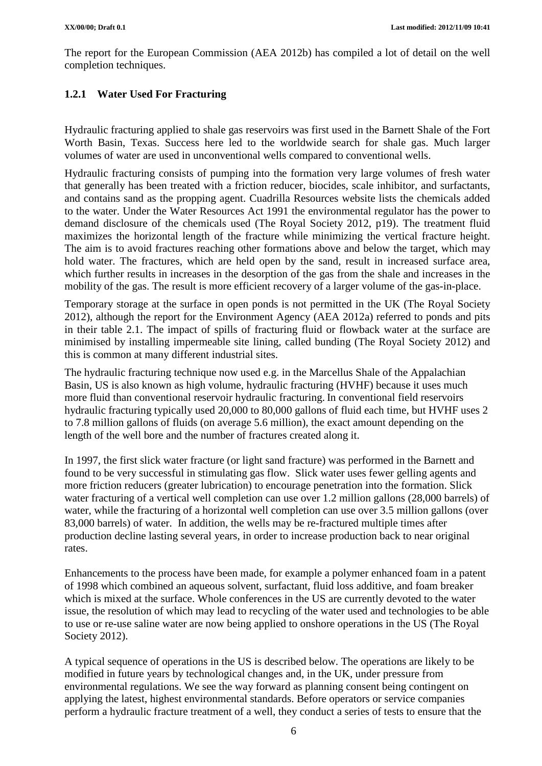The report for the European Commission (AEA 2012b) has compiled a lot of detail on the well completion techniques.

### 1.2.1 Water Used For Fracturing

Hydraulic fracturing applied to shale gas reservoirs was first used in the Barnett Shale of the Fort Worth Basin, Texas. Success here led to the worldwide search for shale gas. Much larger volumes of water are used in unconventional wells compared to conventional wells.

Hydraulic fracturing consists of pumping into the formation very large volumes of fresh water that generally has been treated with a friction reducer, biocides, scale inhibitor, and surfactants, and contains sand as the propping agent. Cuadrilla Resources website lists the chemicals added to the water. Under the Water Resources Act 1991 the environmental regulator has the power to demand disclosure of the chemicals used (The Royal Society 2012, p19). The treatment fluid maximizes the horizontal length of the fracture while minimizing the vertical fracture height. The aim is to avoid fractures reaching other formations above and below the target, which may hold water. The fractures, which are held open by the sand, result in increased surface area, which further results in increases in the desorption of the gas from the shale and increases in the mobility of the gas. The result is more efficient recovery of a larger volume of the gas-in-place.

Temporary storage at the surface in open ponds is not permitted in the UK (The Royal Society 2012), although the report for the Environment Agency (AEA 2012a) referred to ponds and pits in their table 2.1. The impact of spills of fracturing fluid or flowback water at the surface are minimised by installing impermeable site lining, called bunding (The Royal Society 2012) and this is common at many different industrial sites.

The hydraulic fracturing technique now used e.g. in the Marcellus Shale of the Appalachian Basin, US is also known as high volume, hydraulic fracturing (HVHF) because it uses much more fluid than conventional reservoir hydraulic fracturing. In conventional field reservoirs hydraulic fracturing typically used 20,000 to 80,000 gallons of fluid each time, but HVHF uses 2 to 7.8 million gallons of fluids (on average 5.6 million), the exact amount depending on the length of the well bore and the number of fractures created along it.

In 1997, the first slick water fracture (or light sand fracture) was performed in the Barnett and found to be very successful in stimulating gas flow. Slick water uses fewer gelling agents and more friction reducers (greater lubrication) to encourage penetration into the formation. Slick water fracturing of a vertical well completion can use over 1.2 million gallons (28,000 barrels) of water, while the fracturing of a horizontal well completion can use over 3.5 million gallons (over 83,000 barrels) of water. In addition, the wells may be re-fractured multiple times after production decline lasting several years, in order to increase production back to near original rates.

Enhancements to the process have been made, for example a polymer enhanced foam in a patent of 1998 which combined an aqueous solvent, surfactant, fluid loss additive, and foam breaker which is mixed at the surface. Whole conferences in the US are currently devoted to the water issue, the resolution of which may lead to recycling of the water used and technologies to be able to use or re-use saline water are now being applied to onshore operations in the US (The Royal Society 2012).

A typical sequence of operations in the US is described below. The operations are likely to be modified in future years by technological changes and, in the UK, under pressure from environmental regulations. We see the way forward as planning consent being contingent on applying the latest, highest environmental standards. Before operators or service companies perform a hydraulic fracture treatment of a well, they conduct a series of tests to ensure that the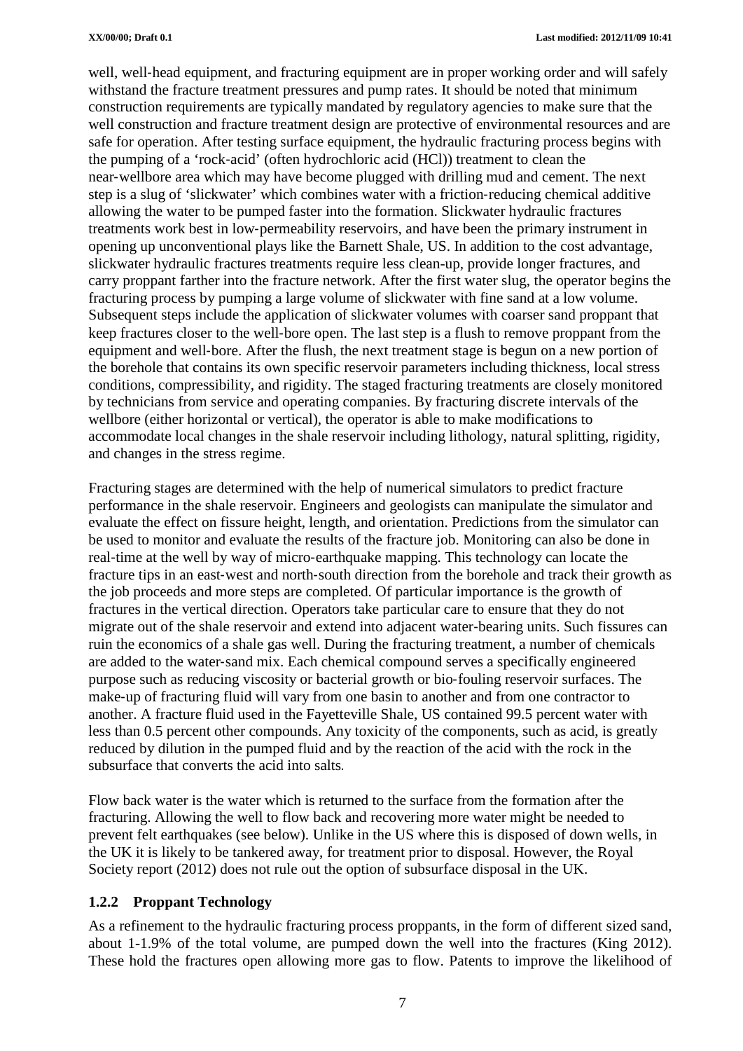well, well-head equipment, and fracturing equipment are in proper working order and will safely withstand the fracture treatment pressures and pump rates. It should be noted that minimum construction requirements are typically mandated by regulatory agencies to make sure that the well construction and fracture treatment design are protective of environmental resources and are safe for operation. After testing surface equipment, the hydraulic fracturing process begins with the pumping of a 'rock-acid' (often hydrochloric acid (HCl)) treatment to clean the near-wellbore area which may have become plugged with drilling mud and cement. The next step is a slug of 'slickwater' which combines water with a friction-reducing chemical additive allowing the water to be pumped faster into the formation. Slickwater hydraulic fractures treatments work best in low-permeability reservoirs, and have been the primary instrument in opening up unconventional plays like the Barnett Shale, US. In addition to the cost advantage, slickwater hydraulic fractures treatments require less clean-up, provide longer fractures, and carry proppant farther into the fracture network. After the first water slug, the operator begins the fracturing process by pumping a large volume of slickwater with fine sand at a low volume. Subsequent steps include the application of slickwater volumes with coarser sand proppant that keep fractures closer to the well-bore open. The last step is a flush to remove proppant from the equipment and well-bore. After the flush, the next treatment stage is begun on a new portion of the borehole that contains its own specific reservoir parameters including thickness, local stress conditions, compressibility, and rigidity. The staged fracturing treatments are closely monitored by technicians from service and operating companies. By fracturing discrete intervals of the wellbore (either horizontal or vertical), the operator is able to make modifications to accommodate local changes in the shale reservoir including lithology, natural splitting, rigidity, and changes in the stress regime.

Fracturing stages are determined with the help of numerical simulators to predict fracture performance in the shale reservoir. Engineers and geologists can manipulate the simulator and evaluate the effect on fissure height, length, and orientation. Predictions from the simulator can be used to monitor and evaluate the results of the fracture job. Monitoring can also be done in real-time at the well by way of micro-earthquake mapping. This technology can locate the fracture tips in an east-west and north-south direction from the borehole and track their growth as the job proceeds and more steps are completed. Of particular importance is the growth of fractures in the vertical direction. Operators take particular care to ensure that they do not migrate out of the shale reservoir and extend into adjacent water-bearing units. Such fissures can ruin the economics of a shale gas well. During the fracturing treatment, a number of chemicals are added to the water-sand mix. Each chemical compound serves a specifically engineered purpose such as reducing viscosity or bacterial growth or bio-fouling reservoir surfaces. The make-up of fracturing fluid will vary from one basin to another and from one contractor to another. A fracture fluid used in the Fayetteville Shale, US contained 99.5 percent water with less than 0.5 percent other compounds. Any toxicity of the components, such as acid, is greatly reduced by dilution in the pumped fluid and by the reaction of the acid with the rock in the subsurface that converts the acid into salts.

Flow back water is the water which is returned to the surface from the formation after the fracturing. Allowing the well to flow back and recovering more water might be needed to prevent felt earthquakes (see below). Unlike in the US where this is disposed of down wells, in the UK it is likely to be tankered away, for treatment prior to disposal. However, the Royal Society report (2012) does not rule out the option of subsurface disposal in the UK.

### 1.2.2 Proppant Technology

As a refinement to the hydraulic fracturing process proppants, in the form of different sized sand, about 1-1.9% of the total volume, are pumped down the well into the fractures (King 2012). These hold the fractures open allowing more gas to flow. Patents to improve the likelihood of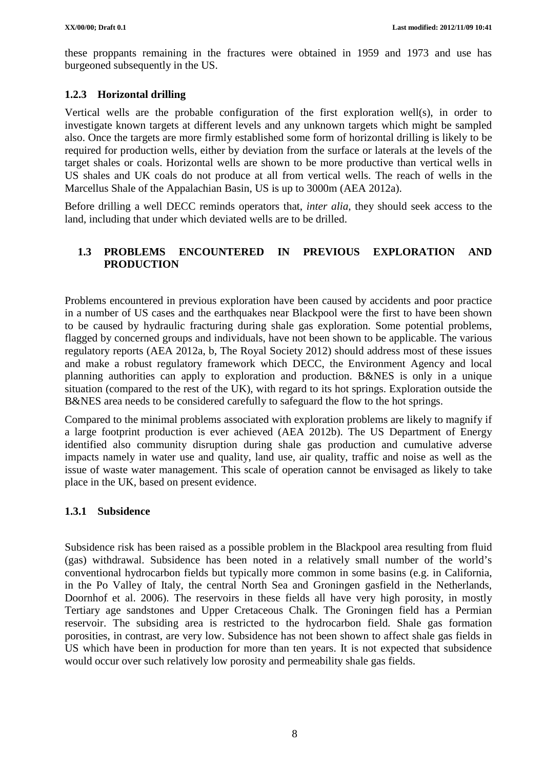these proppants remaining in the fractures were obtained in 1959 and 1973 and use has burgeoned subsequently in the US.

### 1.2.3 Horizontal drilling

Vertical wells are the probable configuration of the first exploration well(s), in order to investigate known targets at different levels and any unknown targets which might be sampled also. Once the targets are more firmly established some form of horizontal drilling is likely to be required for production wells, either by deviation from the surface or laterals at the levels of the target shales or coals. Horizontal wells are shown to be more productive than vertical wells in US shales and UK coals do not produce at all from vertical wells. The reach of wells in the Marcellus Shale of the Appalachian Basin, US is up to 3000m (AEA 2012a).

Before drilling a well DECC reminds operators that, *inter alia*, they should seek access to the land, including that under which deviated wells are to be drilled.

## 1.3 PROBLEMS ENCOUNTERED IN PREVIOUS EXPLORATION AND PRODUCTION

Problems encountered in previous exploration have been caused by accidents and poor practice in a number of US cases and the earthquakes near Blackpool were the first to have been shown to be caused by hydraulic fracturing during shale gas exploration. Some potential problems, flagged by concerned groups and individuals, have not been shown to be applicable. The various regulatory reports (AEA 2012a, b, The Royal Society 2012) should address most of these issues and make a robust regulatory framework which DECC, the Environment Agency and local planning authorities can apply to exploration and production. B&NES is only in a unique situation (compared to the rest of the UK), with regard to its hot springs. Exploration outside the B&NES area needs to be considered carefully to safeguard the flow to the hot springs.

Compared to the minimal problems associated with exploration problems are likely to magnify if a large footprint production is ever achieved (AEA 2012b). The US Department of Energy identified also community disruption during shale gas production and cumulative adverse impacts namely in water use and quality, land use, air quality, traffic and noise as well as the issue of waste water management. This scale of operation cannot be envisaged as likely to take place in the UK, based on present evidence.

### 1.3.1 Subsidence

Subsidence risk has been raised as a possible problem in the Blackpool area resulting from fluid (gas) withdrawal. Subsidence has been noted in a relatively small number of the world's conventional hydrocarbon fields but typically more common in some basins (e.g. in California, in the Po Valley of Italy, the central North Sea and Groningen gasfield in the Netherlands, Doornhof et al. 2006). The reservoirs in these fields all have very high porosity, in mostly Tertiary age sandstones and Upper Cretaceous Chalk. The Groningen field has a Permian reservoir. The subsiding area is restricted to the hydrocarbon field. Shale gas formation porosities, in contrast, are very low. Subsidence has not been shown to affect shale gas fields in US which have been in production for more than ten years. It is not expected that subsidence would occur over such relatively low porosity and permeability shale gas fields.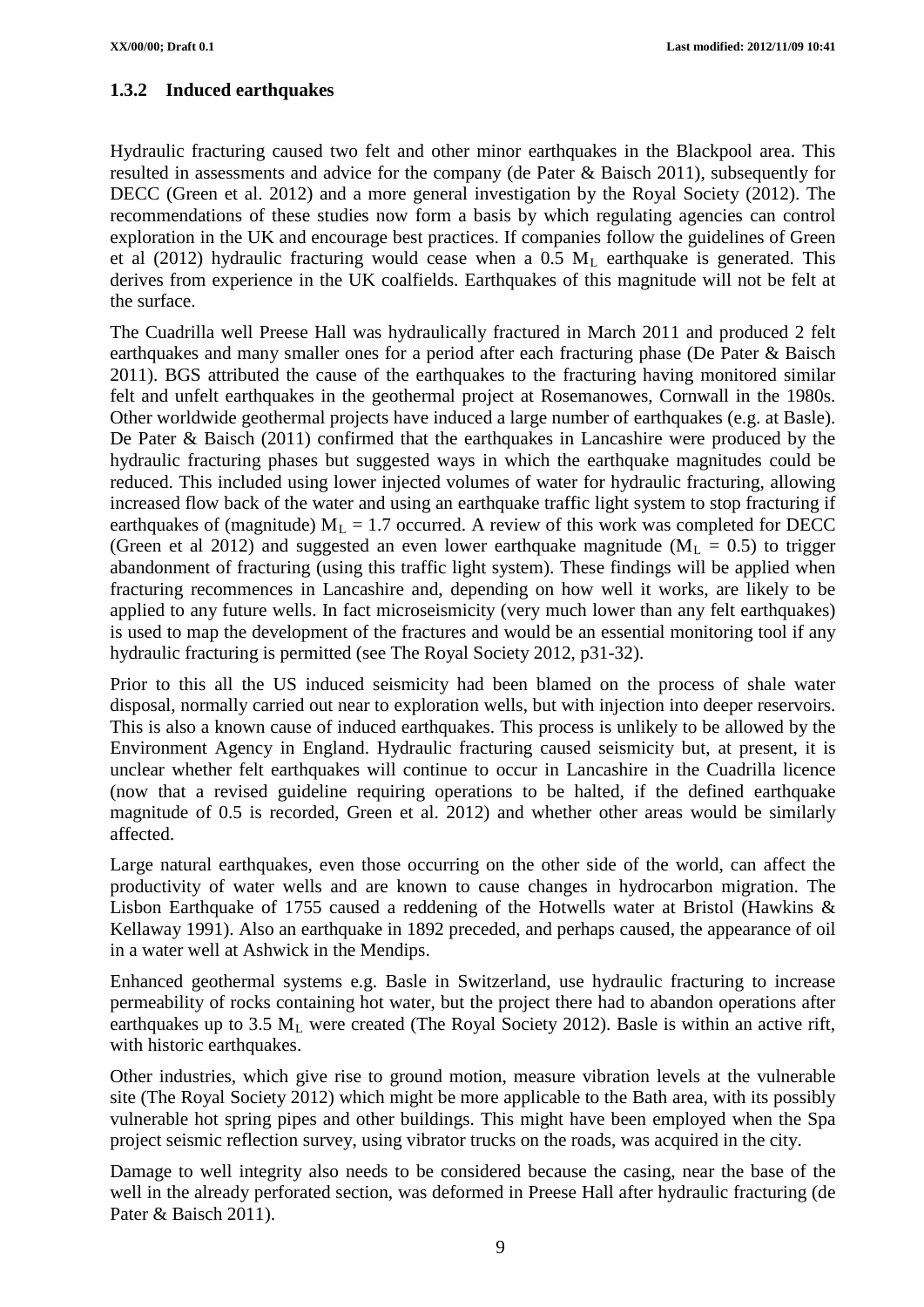### 1.3.2 Induced earthquakes

Hydraulic fracturing caused two felt and other minor earthquakes in the Blackpool area. This resulted in assessments and advice for the company (de Pater & Baisch 2011), subsequently for DECC (Green et al. 2012) and a more general investigation by the Royal Society (2012). The recommendations of these studies now form a basis by which regulating agencies can control exploration in the UK and encourage best practices. If companies follow the guidelines of Green et al (2012) hydraulic fracturing would cease when a 0.5 $M_L$ earthquake is generated. This derives from experience in the UK coalfields. Earthquakes of this magnitude will not be felt at the surface.

The Cuadrilla well Preese Hall was hydraulically fractured in March 2011 and produced 2 felt earthquakes and many smaller ones for a period after each fracturing phase (De Pater & Baisch 2011). BGS attributed the cause of the earthquakes to the fracturing having monitored similar felt and unfelt earthquakes in the geothermal project at Rosemanowes, Cornwall in the 1980s. Other worldwide geothermal projects have induced a large number of earthquakes (e.g. at Basle). De Pater & Baisch (2011) confirmed that the earthquakes in Lancashire were produced by the hydraulic fracturing phases but suggested ways in which the earthquake magnitudes could be reduced. This included using lower injected volumes of water for hydraulic fracturing, allowing increased flow back of the water and using an earthquake traffic light system to stop fracturing if earthquakes of (magnitude) $M_L = 1.7$ occurred. A review of this work was completed for DECC (Green et al 2012) and suggested an even lower earthquake magnitude ($M_L = 0.5$) to trigger abandonment of fracturing (using this traffic light system). These findings will be applied when fracturing recommences in Lancashire and, depending on how well it works, are likely to be applied to any future wells. In fact microseismicity (very much lower than any felt earthquakes) is used to map the development of the fractures and would be an essential monitoring tool if any hydraulic fracturing is permitted (see The Royal Society 2012, p31-32).

Prior to this all the US induced seismicity had been blamed on the process of shale water disposal, normally carried out near to exploration wells, but with injection into deeper reservoirs. This is also a known cause of induced earthquakes. This process is unlikely to be allowed by the Environment Agency in England. Hydraulic fracturing caused seismicity but, at present, it is unclear whether felt earthquakes will continue to occur in Lancashire in the Cuadrilla licence (now that a revised guideline requiring operations to be halted, if the defined earthquake magnitude of 0.5 is recorded, Green et al. 2012) and whether other areas would be similarly affected.

Large natural earthquakes, even those occurring on the other side of the world, can affect the productivity of water wells and are known to cause changes in hydrocarbon migration. The Lisbon Earthquake of 1755 caused a reddening of the Hotwells water at Bristol (Hawkins & Kellaway 1991). Also an earthquake in 1892 preceded, and perhaps caused, the appearance of oil in a water well at Ashwick in the Mendips.

Enhanced geothermal systems e.g. Basle in Switzerland, use hydraulic fracturing to increase permeability of rocks containing hot water, but the project there had to abandon operations after earthquakes up to 3.5 $M_L$ were created (The Royal Society 2012). Basle is within an active rift, with historic earthquakes.

Other industries, which give rise to ground motion, measure vibration levels at the vulnerable site (The Royal Society 2012) which might be more applicable to the Bath area, with its possibly vulnerable hot spring pipes and other buildings. This might have been employed when the Spa project seismic reflection survey, using vibrator trucks on the roads, was acquired in the city.

Damage to well integrity also needs to be considered because the casing, near the base of the well in the already perforated section, was deformed in Preese Hall after hydraulic fracturing (de Pater & Baisch 2011).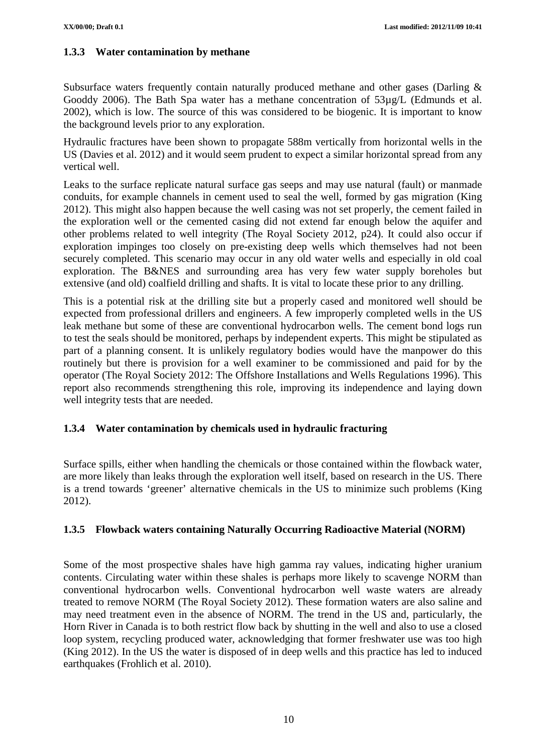### 1.3.3 Water contamination by methane

Subsurface waters frequently contain naturally produced methane and other gases (Darling & Gooddy 2006). The Bath Spa water has a methane concentration of 53µg/L (Edmunds et al. 2002), which is low. The source of this was considered to be biogenic. It is important to know the background levels prior to any exploration.

Hydraulic fractures have been shown to propagate 588m vertically from horizontal wells in the US (Davies et al. 2012) and it would seem prudent to expect a similar horizontal spread from any vertical well.

Leaks to the surface replicate natural surface gas seeps and may use natural (fault) or manmade conduits, for example channels in cement used to seal the well, formed by gas migration (King 2012). This might also happen because the well casing was not set properly, the cement failed in the exploration well or the cemented casing did not extend far enough below the aquifer and other problems related to well integrity (The Royal Society 2012, p24). It could also occur if exploration impinges too closely on pre-existing deep wells which themselves had not been securely completed. This scenario may occur in any old water wells and especially in old coal exploration. The B&NES and surrounding area has very few water supply boreholes but extensive (and old) coalfield drilling and shafts. It is vital to locate these prior to any drilling.

This is a potential risk at the drilling site but a properly cased and monitored well should be expected from professional drillers and engineers. A few improperly completed wells in the US leak methane but some of these are conventional hydrocarbon wells. The cement bond logs run to test the seals should be monitored, perhaps by independent experts. This might be stipulated as part of a planning consent. It is unlikely regulatory bodies would have the manpower do this routinely but there is provision for a well examiner to be commissioned and paid for by the operator (The Royal Society 2012: The Offshore Installations and Wells Regulations 1996). This report also recommends strengthening this role, improving its independence and laying down well integrity tests that are needed.

### 1.3.4 Water contamination by chemicals used in hydraulic fracturing

Surface spills, either when handling the chemicals or those contained within the flowback water, are more likely than leaks through the exploration well itself, based on research in the US. There is a trend towards 'greener' alternative chemicals in the US to minimize such problems (King 2012).

### 1.3.5 Flowback waters containing Naturally Occurring Radioactive Material (NORM)

Some of the most prospective shales have high gamma ray values, indicating higher uranium contents. Circulating water within these shales is perhaps more likely to scavenge NORM than conventional hydrocarbon wells. Conventional hydrocarbon well waste waters are already treated to remove NORM (The Royal Society 2012). These formation waters are also saline and may need treatment even in the absence of NORM. The trend in the US and, particularly, the Horn River in Canada is to both restrict flow back by shutting in the well and also to use a closed loop system, recycling produced water, acknowledging that former freshwater use was too high (King 2012). In the US the water is disposed of in deep wells and this practice has led to induced earthquakes (Frohlich et al. 2010).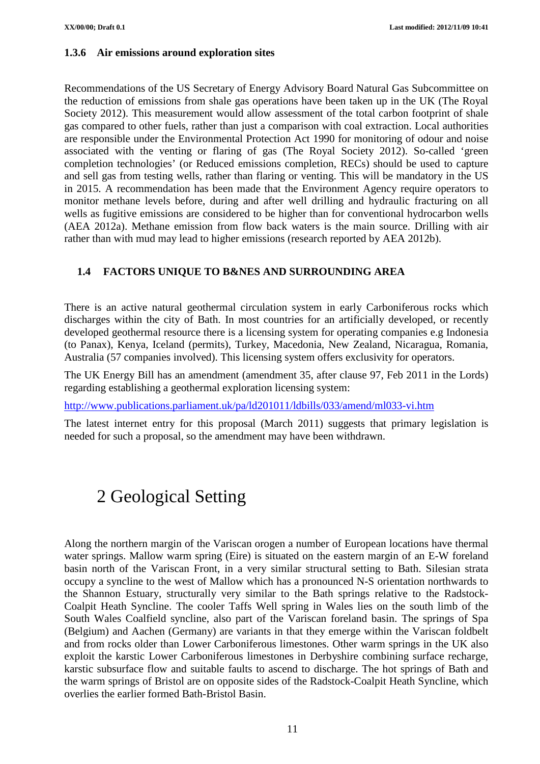### 1.3.6 Air emissions around exploration sites

Recommendations of the US Secretary of Energy Advisory Board Natural Gas Subcommittee on the reduction of emissions from shale gas operations have been taken up in the UK (The Royal Society 2012). This measurement would allow assessment of the total carbon footprint of shale gas compared to other fuels, rather than just a comparison with coal extraction. Local authorities are responsible under the Environmental Protection Act 1990 for monitoring of odour and noise associated with the venting or flaring of gas (The Royal Society 2012). So-called 'green completion technologies' (or Reduced emissions completion, RECs) should be used to capture and sell gas from testing wells, rather than flaring or venting. This will be mandatory in the US in 2015. A recommendation has been made that the Environment Agency require operators to monitor methane levels before, during and after well drilling and hydraulic fracturing on all wells as fugitive emissions are considered to be higher than for conventional hydrocarbon wells (AEA 2012a). Methane emission from flow back waters is the main source. Drilling with air rather than with mud may lead to higher emissions (research reported by AEA 2012b).

## 1.4 FACTORS UNIQUE TO B&NES AND SURROUNDING AREA

There is an active natural geothermal circulation system in early Carboniferous rocks which discharges within the city of Bath. In most countries for an artificially developed, or recently developed geothermal resource there is a licensing system for operating companies e.g Indonesia (to Panax), Kenya, Iceland (permits), Turkey, Macedonia, New Zealand, Nicaragua, Romania, Australia (57 companies involved). This licensing system offers exclusivity for operators.

The UK Energy Bill has an amendment (amendment 35, after clause 97, Feb 2011 in the Lords) regarding establishing a geothermal exploration licensing system:

http://www.publications.parliament.uk/pa/ld201011/ldbills/033/amend/ml033-vi.htm

The latest internet entry for this proposal (March 2011) suggests that primary legislation is needed for such a proposal, so the amendment may have been withdrawn.

# 2 Geological Setting

Along the northern margin of the Variscan orogen a number of European locations have thermal water springs. Mallow warm spring (Eire) is situated on the eastern margin of an E-W foreland basin north of the Variscan Front, in a very similar structural setting to Bath. Silesian strata occupy a syncline to the west of Mallow which has a pronounced N-S orientation northwards to the Shannon Estuary, structurally very similar to the Bath springs relative to the Radstock-Coalpit Heath Syncline. The cooler Taffs Well spring in Wales lies on the south limb of the South Wales Coalfield syncline, also part of the Variscan foreland basin. The springs of Spa (Belgium) and Aachen (Germany) are variants in that they emerge within the Variscan foldbelt and from rocks older than Lower Carboniferous limestones. Other warm springs in the UK also exploit the karstic Lower Carboniferous limestones in Derbyshire combining surface recharge, karstic subsurface flow and suitable faults to ascend to discharge. The hot springs of Bath and the warm springs of Bristol are on opposite sides of the Radstock-Coalpit Heath Syncline, which overlies the earlier formed Bath-Bristol Basin.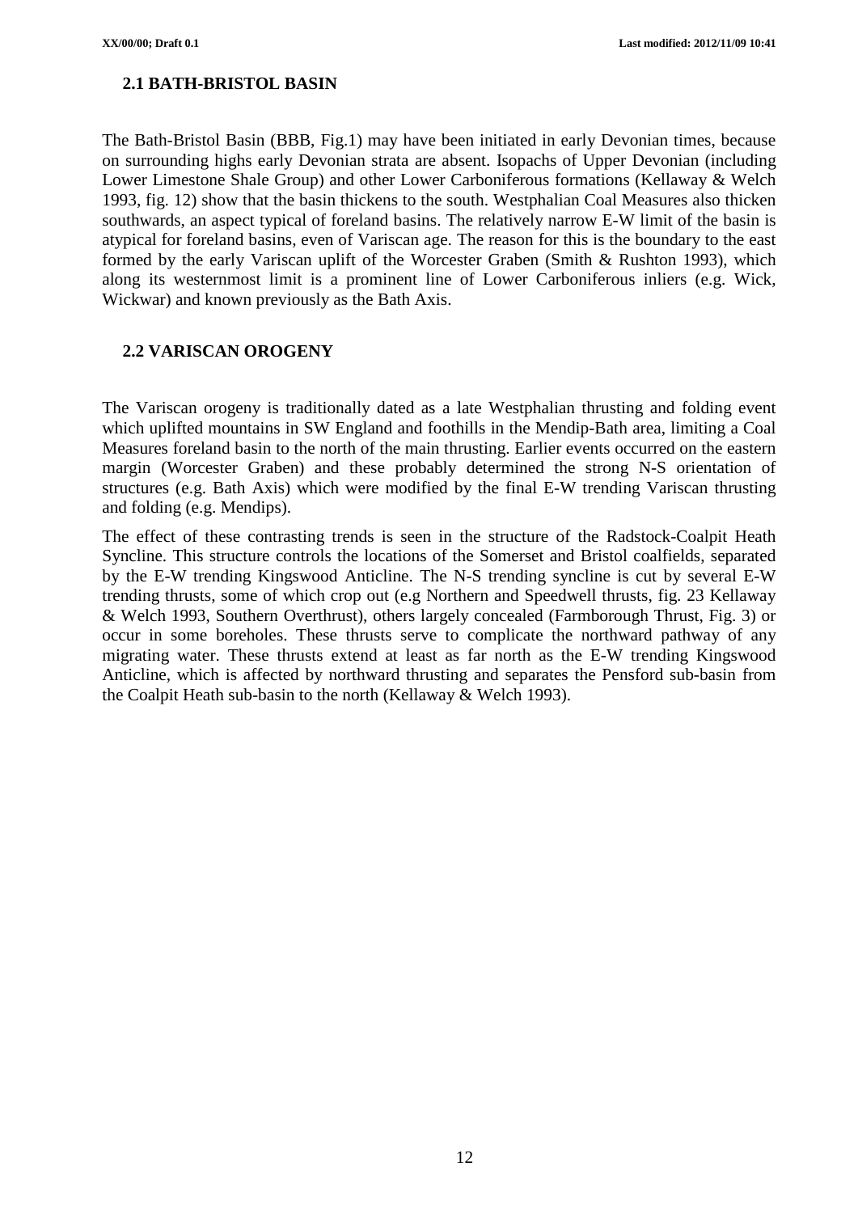## 2.1 BATH-BRISTOL BASIN

The Bath-Bristol Basin (BBB, Fig.1) may have been initiated in early Devonian times, because on surrounding highs early Devonian strata are absent. Isopachs of Upper Devonian (including Lower Limestone Shale Group) and other Lower Carboniferous formations (Kellaway & Welch 1993, fig. 12) show that the basin thickens to the south. Westphalian Coal Measures also thicken southwards, an aspect typical of foreland basins. The relatively narrow E-W limit of the basin is atypical for foreland basins, even of Variscan age. The reason for this is the boundary to the east formed by the early Variscan uplift of the Worcester Graben (Smith & Rushton 1993), which along its westernmost limit is a prominent line of Lower Carboniferous inliers (e.g. Wick, Wickwar) and known previously as the Bath Axis.

## 2.2 VARISCAN OROGENY

The Variscan orogeny is traditionally dated as a late Westphalian thrusting and folding event which uplifted mountains in SW England and foothills in the Mendip-Bath area, limiting a Coal Measures foreland basin to the north of the main thrusting. Earlier events occurred on the eastern margin (Worcester Graben) and these probably determined the strong N-S orientation of structures (e.g. Bath Axis) which were modified by the final E-W trending Variscan thrusting and folding (e.g. Mendips).

The effect of these contrasting trends is seen in the structure of the Radstock-Coalpit Heath Syncline. This structure controls the locations of the Somerset and Bristol coalfields, separated by the E-W trending Kingswood Anticline. The N-S trending syncline is cut by several E-W trending thrusts, some of which crop out (e.g Northern and Speedwell thrusts, fig. 23 Kellaway & Welch 1993, Southern Overthrust), others largely concealed (Farmborough Thrust, Fig. 3) or occur in some boreholes. These thrusts serve to complicate the northward pathway of any migrating water. These thrusts extend at least as far north as the E-W trending Kingswood Anticline, which is affected by northward thrusting and separates the Pensford sub-basin from the Coalpit Heath sub-basin to the north (Kellaway & Welch 1993).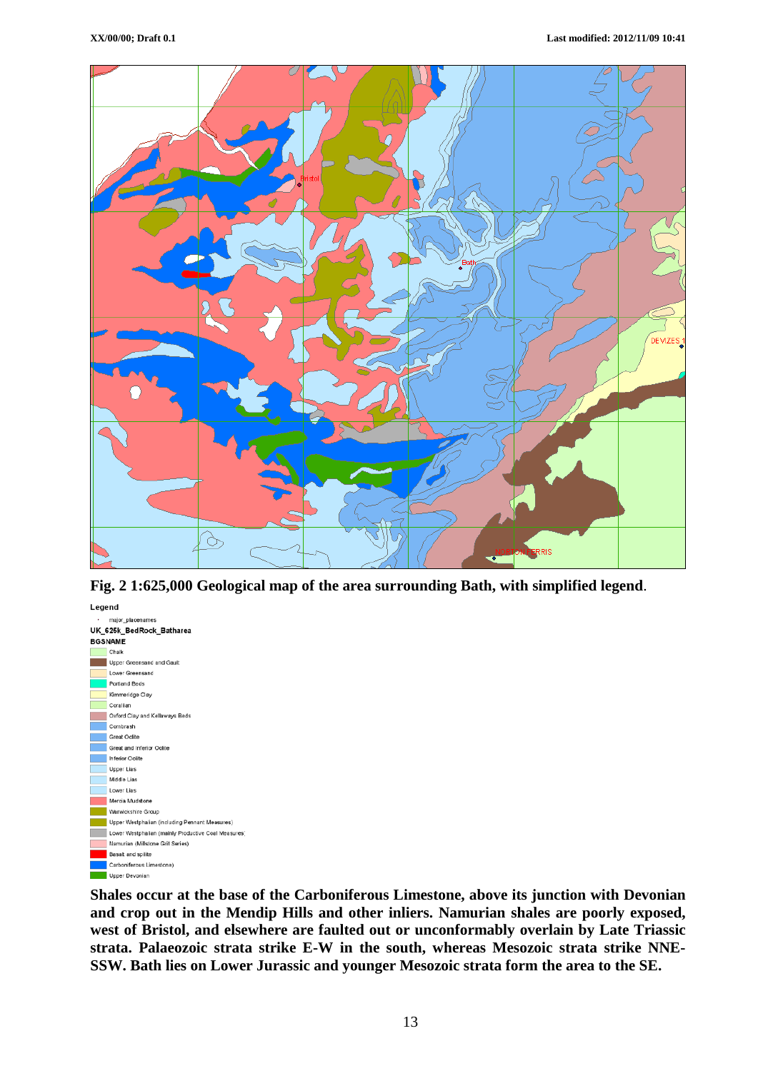**Fig. 2 1:625,000 Geological map of the area surrounding Bath, with simplified legend**.

Legend

- major_placenames

UK_625k_BedRock_Batharea

BGSNAME

- Chalk
- Upper Greensand and Gault
- Lower Greensand
- Portland Beds
- Kimmeridge Clay
- Corallian
- Oxford Clay and Kellaways Beds
- Cornbrash
- Great Oolite
- Great and Inferior Oolite
- Inferior Oolite
- Upper Lias
- Middle Lias
- Lower Lias
- Mercia Mudstone
- Warwickshire Group
- Upper Westphalian (including Pennant Measures)
- Lower Westphalian (mainly Productive Coal Measures)
- Namurian (Millstone Grit Series)
- Basalt and spilite
- Carboniferous Limestone)
- Upper Devonian

**Shales occur at the base of the Carboniferous Limestone, above its junction with Devonian and crop out in the Mendip Hills and other inliers. Namurian shales are poorly exposed, west of Bristol, and elsewhere are faulted out or unconformably overlain by Late Triassic strata. Palaeozoic strata strike E-W in the south, whereas Mesozoic strata strike NNE-SSW. Bath lies on Lower Jurassic and younger Mesozoic strata form the area to the SE.**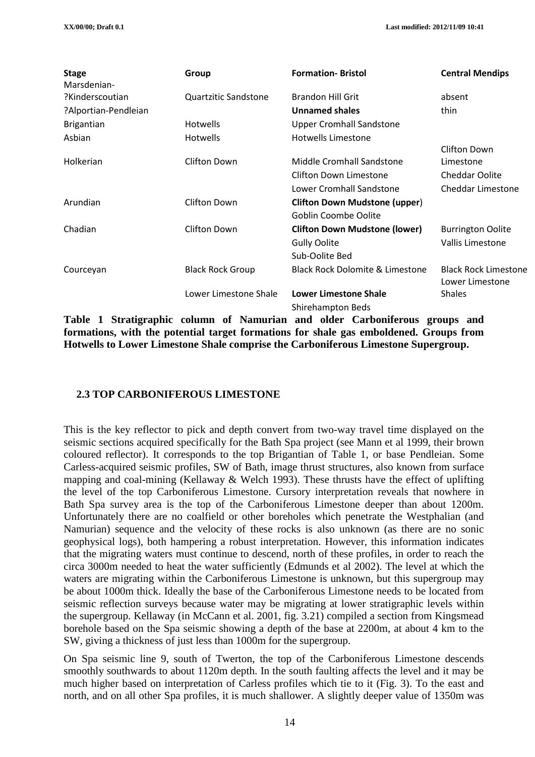| Stage | Group | Formation- Bristol | Central Mendips |
|---|---|---|---|
| Marsdenian-?Kinderscoutian | Quartzitic Sandstone | Brandon Hill Grit | absent |
| ?Alportian-Pendleian | | **Unnamed shales** | thin |
| Brigantian | Hotwells | Upper Cromhall Sandstone | |
| Asbian | Hotwells | Hotwells Limestone | |
| Holkerian | Clifton Down | Middle Cromhall Sandstone | Clifton Down Limestone |
| | | Clifton Down Limestone | Cheddar Oolite |
| | | Lower Cromhall Sandstone | Cheddar Limestone |
| Arundian | Clifton Down | **Clifton Down Mudstone (upper)** | |
| | | Goblin Coombe Oolite | |
| Chadian | Clifton Down | **Clifton Down Mudstone (lower)** | Burrington Oolite |
| | | Gully Oolite | Vallis Limestone |
| | | Sub-Oolite Bed | |
| Courceyan | Black Rock Group | Black Rock Dolomite & Limestone | Black Rock Limestone |
| | Lower Limestone Shale | **Lower Limestone Shale** | Lower Limestone Shales |
| | | Shirehampton Beds | |

**Table 1 Stratigraphic column of Namurian and older Carboniferous groups and formations, with the potential target formations for shale gas emboldened. Groups from Hotwells to Lower Limestone Shale comprise the Carboniferous Limestone Supergroup.**

## 2.3 TOP CARBONIFEROUS LIMESTONE

This is the key reflector to pick and depth convert from two-way travel time displayed on the seismic sections acquired specifically for the Bath Spa project (see Mann et al 1999, their brown coloured reflector). It corresponds to the top Brigantian of Table 1, or base Pendleian. Some Carless-acquired seismic profiles, SW of Bath, image thrust structures, also known from surface mapping and coal-mining (Kellaway & Welch 1993). These thrusts have the effect of uplifting the level of the top Carboniferous Limestone. Cursory interpretation reveals that nowhere in Bath Spa survey area is the top of the Carboniferous Limestone deeper than about 1200m. Unfortunately there are no coalfield or other boreholes which penetrate the Westphalian (and Namurian) sequence and the velocity of these rocks is also unknown (as there are no sonic geophysical logs), both hampering a robust interpretation. However, this information indicates that the migrating waters must continue to descend, north of these profiles, in order to reach the circa 3000m needed to heat the water sufficiently (Edmunds et al 2002). The level at which the waters are migrating within the Carboniferous Limestone is unknown, but this supergroup may be about 1000m thick. Ideally the base of the Carboniferous Limestone needs to be located from seismic reflection surveys because water may be migrating at lower stratigraphic levels within the supergroup. Kellaway (in McCann et al. 2001, fig. 3.21) compiled a section from Kingsmead borehole based on the Spa seismic showing a depth of the base at 2200m, at about 4 km to the SW, giving a thickness of just less than 1000m for the supergroup.

On Spa seismic line 9, south of Twerton, the top of the Carboniferous Limestone descends smoothly southwards to about 1120m depth. In the south faulting affects the level and it may be much higher based on interpretation of Carless profiles which tie to it (Fig. 3). To the east and north, and on all other Spa profiles, it is much shallower. A slightly deeper value of 1350m was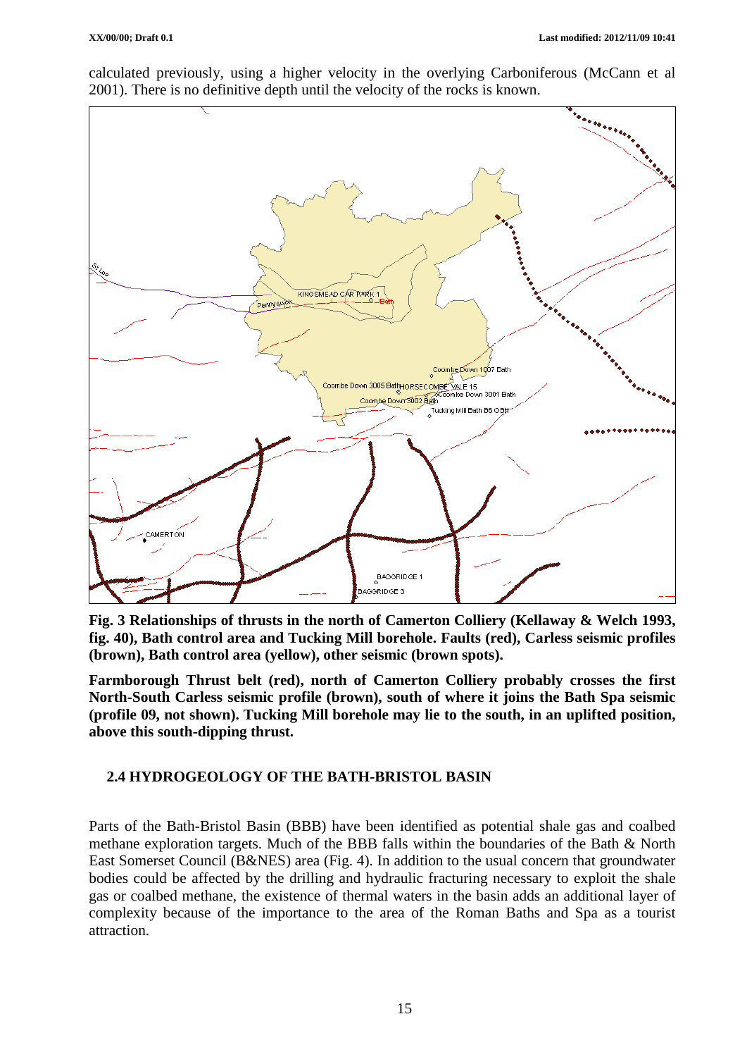calculated previously, using a higher velocity in the overlying Carboniferous (McCann et al 2001). There is no definitive depth until the velocity of the rocks is known.

**Fig. 3 Relationships of thrusts in the north of Camerton Colliery (Kellaway & Welch 1993, fig. 40), Bath control area and Tucking Mill borehole. Faults (red), Carless seismic profiles (brown), Bath control area (yellow), other seismic (brown spots).**

**Farmborough Thrust belt (red), north of Camerton Colliery probably crosses the first North-South Carless seismic profile (brown), south of where it joins the Bath Spa seismic (profile 09, not shown). Tucking Mill borehole may lie to the south, in an uplifted position, above this south-dipping thrust.**

## 2.4 HYDROGEOLOGY OF THE BATH-BRISTOL BASIN

Parts of the Bath-Bristol Basin (BBB) have been identified as potential shale gas and coalbed methane exploration targets. Much of the BBB falls within the boundaries of the Bath & North East Somerset Council (B&NES) area (Fig. 4). In addition to the usual concern that groundwater bodies could be affected by the drilling and hydraulic fracturing necessary to exploit the shale gas or coalbed methane, the existence of thermal waters in the basin adds an additional layer of complexity because of the importance to the area of the Roman Baths and Spa as a tourist attraction.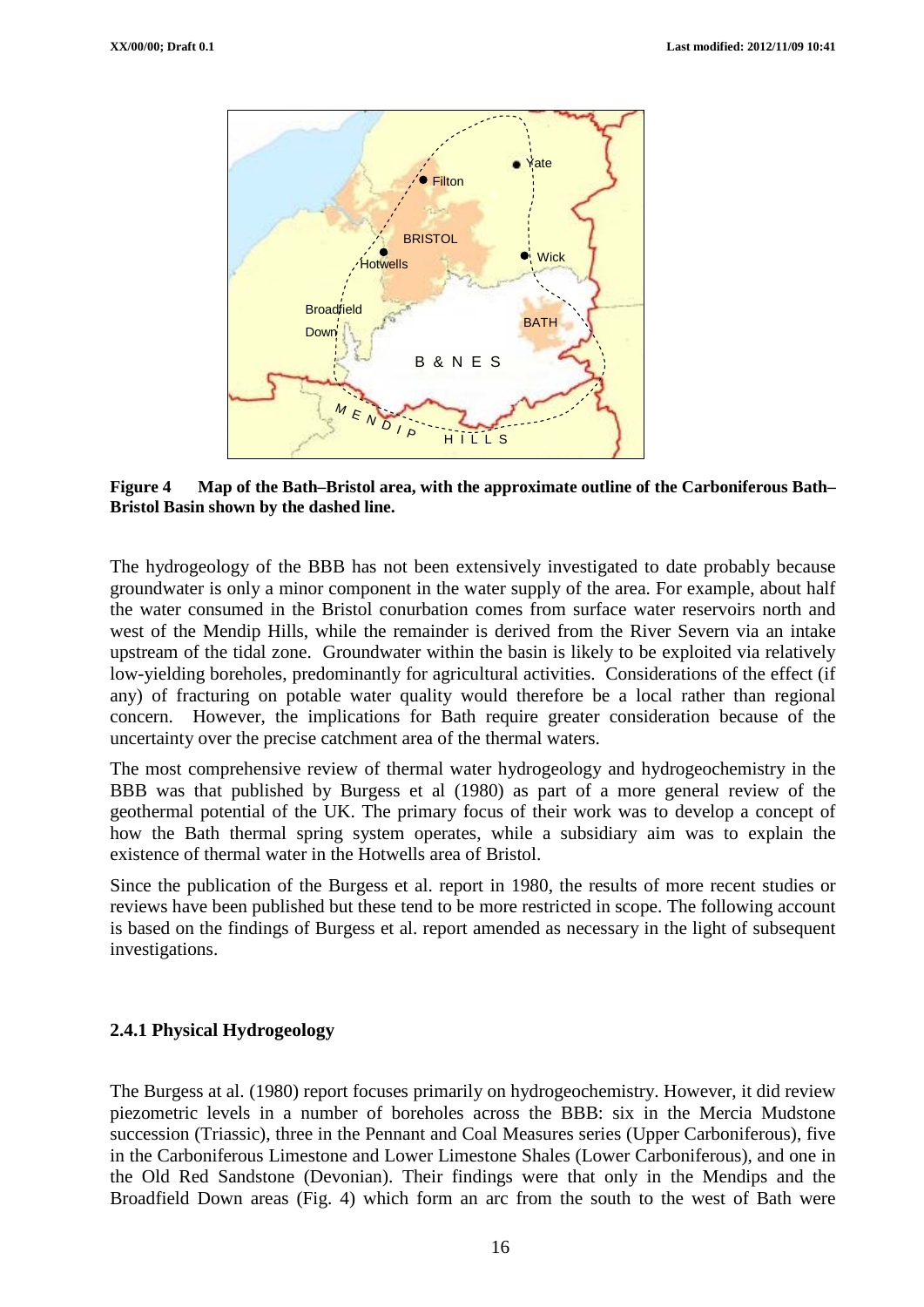**Figure 4 Map of the Bath–Bristol area, with the approximate outline of the Carboniferous Bath–Bristol Basin shown by the dashed line.**

The hydrogeology of the BBB has not been extensively investigated to date probably because groundwater is only a minor component in the water supply of the area. For example, about half the water consumed in the Bristol conurbation comes from surface water reservoirs north and west of the Mendip Hills, while the remainder is derived from the River Severn via an intake upstream of the tidal zone. Groundwater within the basin is likely to be exploited via relatively low-yielding boreholes, predominantly for agricultural activities. Considerations of the effect (if any) of fracturing on potable water quality would therefore be a local rather than regional concern. However, the implications for Bath require greater consideration because of the uncertainty over the precise catchment area of the thermal waters.

The most comprehensive review of thermal water hydrogeology and hydrogeochemistry in the BBB was that published by Burgess et al (1980) as part of a more general review of the geothermal potential of the UK. The primary focus of their work was to develop a concept of how the Bath thermal spring system operates, while a subsidiary aim was to explain the existence of thermal water in the Hotwells area of Bristol.

Since the publication of the Burgess et al. report in 1980, the results of more recent studies or reviews have been published but these tend to be more restricted in scope. The following account is based on the findings of Burgess et al. report amended as necessary in the light of subsequent investigations.

### 2.4.1 Physical Hydrogeology

The Burgess at al. (1980) report focuses primarily on hydrogeochemistry. However, it did review piezometric levels in a number of boreholes across the BBB: six in the Mercia Mudstone succession (Triassic), three in the Pennant and Coal Measures series (Upper Carboniferous), five in the Carboniferous Limestone and Lower Limestone Shales (Lower Carboniferous), and one in the Old Red Sandstone (Devonian). Their findings were that only in the Mendips and the Broadfield Down areas (Fig. 4) which form an arc from the south to the west of Bath were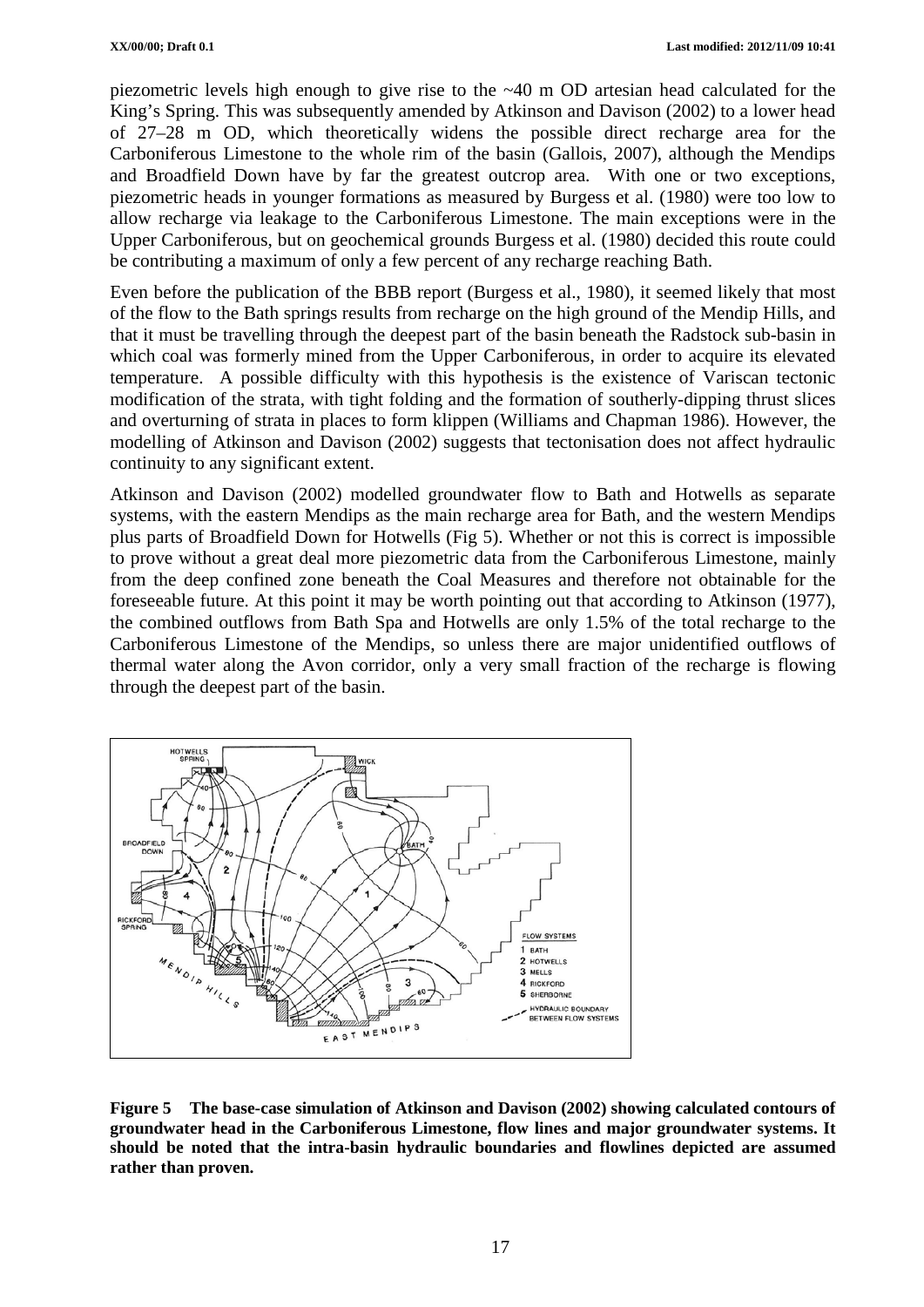piezometric levels high enough to give rise to the ~40 m OD artesian head calculated for the King's Spring. This was subsequently amended by Atkinson and Davison (2002) to a lower head of 27–28 m OD, which theoretically widens the possible direct recharge area for the Carboniferous Limestone to the whole rim of the basin (Gallois, 2007), although the Mendips and Broadfield Down have by far the greatest outcrop area. With one or two exceptions, piezometric heads in younger formations as measured by Burgess et al. (1980) were too low to allow recharge via leakage to the Carboniferous Limestone. The main exceptions were in the Upper Carboniferous, but on geochemical grounds Burgess et al. (1980) decided this route could be contributing a maximum of only a few percent of any recharge reaching Bath.

Even before the publication of the BBB report (Burgess et al., 1980), it seemed likely that most of the flow to the Bath springs results from recharge on the high ground of the Mendip Hills, and that it must be travelling through the deepest part of the basin beneath the Radstock sub-basin in which coal was formerly mined from the Upper Carboniferous, in order to acquire its elevated temperature. A possible difficulty with this hypothesis is the existence of Variscan tectonic modification of the strata, with tight folding and the formation of southerly-dipping thrust slices and overturning of strata in places to form klippen (Williams and Chapman 1986). However, the modelling of Atkinson and Davison (2002) suggests that tectonisation does not affect hydraulic continuity to any significant extent.

Atkinson and Davison (2002) modelled groundwater flow to Bath and Hotwells as separate systems, with the eastern Mendips as the main recharge area for Bath, and the western Mendips plus parts of Broadfield Down for Hotwells (Fig 5). Whether or not this is correct is impossible to prove without a great deal more piezometric data from the Carboniferous Limestone, mainly from the deep confined zone beneath the Coal Measures and therefore not obtainable for the foreseeable future. At this point it may be worth pointing out that according to Atkinson (1977), the combined outflows from Bath Spa and Hotwells are only 1.5% of the total recharge to the Carboniferous Limestone of the Mendips, so unless there are major unidentified outflows of thermal water along the Avon corridor, only a very small fraction of the recharge is flowing through the deepest part of the basin.

**Figure 5 The base-case simulation of Atkinson and Davison (2002) showing calculated contours of groundwater head in the Carboniferous Limestone, flow lines and major groundwater systems. It should be noted that the intra-basin hydraulic boundaries and flowlines depicted are assumed rather than proven.**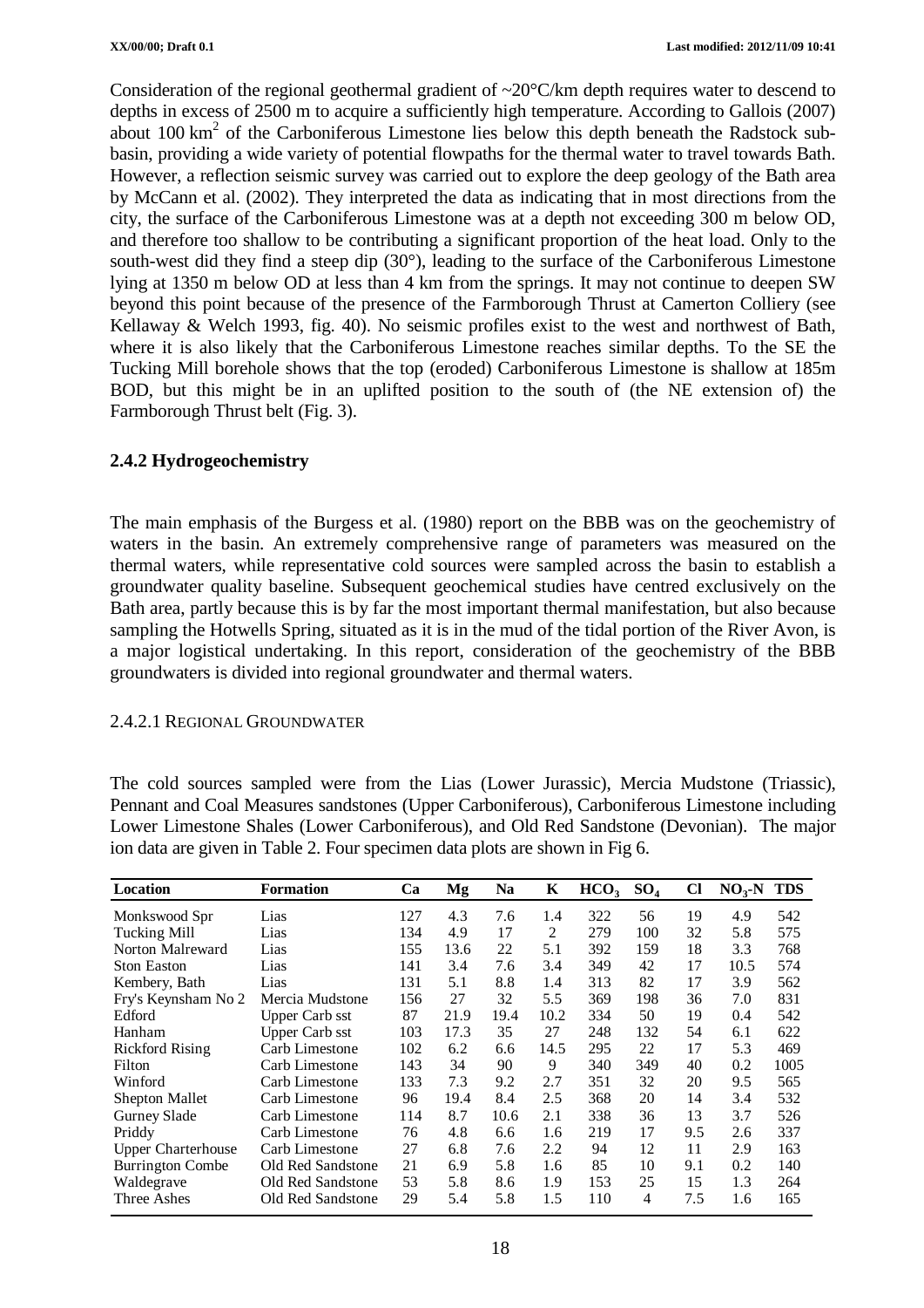Consideration of the regional geothermal gradient of ~20°C/km depth requires water to descend to depths in excess of 2500 m to acquire a sufficiently high temperature. According to Gallois (2007) about 100 $km^2$ of the Carboniferous Limestone lies below this depth beneath the Radstock sub-basin, providing a wide variety of potential flowpaths for the thermal water to travel towards Bath. However, a reflection seismic survey was carried out to explore the deep geology of the Bath area by McCann et al. (2002). They interpreted the data as indicating that in most directions from the city, the surface of the Carboniferous Limestone was at a depth not exceeding 300 m below OD, and therefore too shallow to be contributing a significant proportion of the heat load. Only to the south-west did they find a steep dip (30°), leading to the surface of the Carboniferous Limestone lying at 1350 m below OD at less than 4 km from the springs. It may not continue to deepen SW beyond this point because of the presence of the Farmborough Thrust at Camerton Colliery (see Kellaway & Welch 1993, fig. 40). No seismic profiles exist to the west and northwest of Bath, where it is also likely that the Carboniferous Limestone reaches similar depths. To the SE the Tucking Mill borehole shows that the top (eroded) Carboniferous Limestone is shallow at 185m BOD, but this might be in an uplifted position to the south of (the NE extension of) the Farmborough Thrust belt (Fig. 3).

### 2.4.2 Hydrogeochemistry

The main emphasis of the Burgess et al. (1980) report on the BBB was on the geochemistry of waters in the basin. An extremely comprehensive range of parameters was measured on the thermal waters, while representative cold sources were sampled across the basin to establish a groundwater quality baseline. Subsequent geochemical studies have centred exclusively on the Bath area, partly because this is by far the most important thermal manifestation, but also because sampling the Hotwells Spring, situated as it is in the mud of the tidal portion of the River Avon, is a major logistical undertaking. In this report, consideration of the geochemistry of the BBB groundwaters is divided into regional groundwater and thermal waters.

#### 2.4.2.1 Regional Groundwater

The cold sources sampled were from the Lias (Lower Jurassic), Mercia Mudstone (Triassic), Pennant and Coal Measures sandstones (Upper Carboniferous), Carboniferous Limestone including Lower Limestone Shales (Lower Carboniferous), and Old Red Sandstone (Devonian). The major ion data are given in Table 2. Four specimen data plots are shown in Fig 6.

| Location | Formation | Ca | Mg | Na | K | $HCO_3$ | $SO_4$ | Cl | $NO_3$-N | TDS |
|---|---|---|---|---|---|---|---|---|---|---|
| Monkswood Spr | Lias | 127 | 4.3 | 7.6 | 1.4 | 322 | 56 | 19 | 4.9 | 542 |
| Tucking Mill | Lias | 134 | 4.9 | 17 | 2 | 279 | 100 | 32 | 5.8 | 575 |
| Norton Malreward | Lias | 155 | 13.6 | 22 | 5.1 | 392 | 159 | 18 | 3.3 | 768 |
| Ston Easton | Lias | 141 | 3.4 | 7.6 | 3.4 | 349 | 42 | 17 | 10.5 | 574 |
| Kembery, Bath | Lias | 131 | 5.1 | 8.8 | 1.4 | 313 | 82 | 17 | 3.9 | 562 |
| Fry's Keynsham No 2 | Mercia Mudstone | 156 | 27 | 32 | 5.5 | 369 | 198 | 36 | 7.0 | 831 |
| Edford | Upper Carb sst | 87 | 21.9 | 19.4 | 10.2 | 334 | 50 | 19 | 0.4 | 542 |
| Hanham | Upper Carb sst | 103 | 17.3 | 35 | 27 | 248 | 132 | 54 | 6.1 | 622 |
| Rickford Rising | Carb Limestone | 102 | 6.2 | 6.6 | 14.5 | 295 | 22 | 17 | 5.3 | 469 |
| Filton | Carb Limestone | 143 | 34 | 90 | 9 | 340 | 349 | 40 | 0.2 | 1005 |
| Winford | Carb Limestone | 133 | 7.3 | 9.2 | 2.7 | 351 | 32 | 20 | 9.5 | 565 |
| Shepton Mallet | Carb Limestone | 96 | 19.4 | 8.4 | 2.5 | 368 | 20 | 14 | 3.4 | 532 |
| Gurney Slade | Carb Limestone | 114 | 8.7 | 10.6 | 2.1 | 338 | 36 | 13 | 3.7 | 526 |
| Priddy | Carb Limestone | 76 | 4.8 | 6.6 | 1.6 | 219 | 17 | 9.5 | 2.6 | 337 |
| Upper Charterhouse | Carb Limestone | 27 | 6.8 | 7.6 | 2.2 | 94 | 12 | 11 | 2.9 | 163 |
| Burrington Combe | Old Red Sandstone | 21 | 6.9 | 5.8 | 1.6 | 85 | 10 | 9.1 | 0.2 | 140 |
| Waldegrave | Old Red Sandstone | 53 | 5.8 | 8.6 | 1.9 | 153 | 25 | 15 | 1.3 | 264 |
| Three Ashes | Old Red Sandstone | 29 | 5.4 | 5.8 | 1.5 | 110 | 4 | 7.5 | 1.6 | 165 |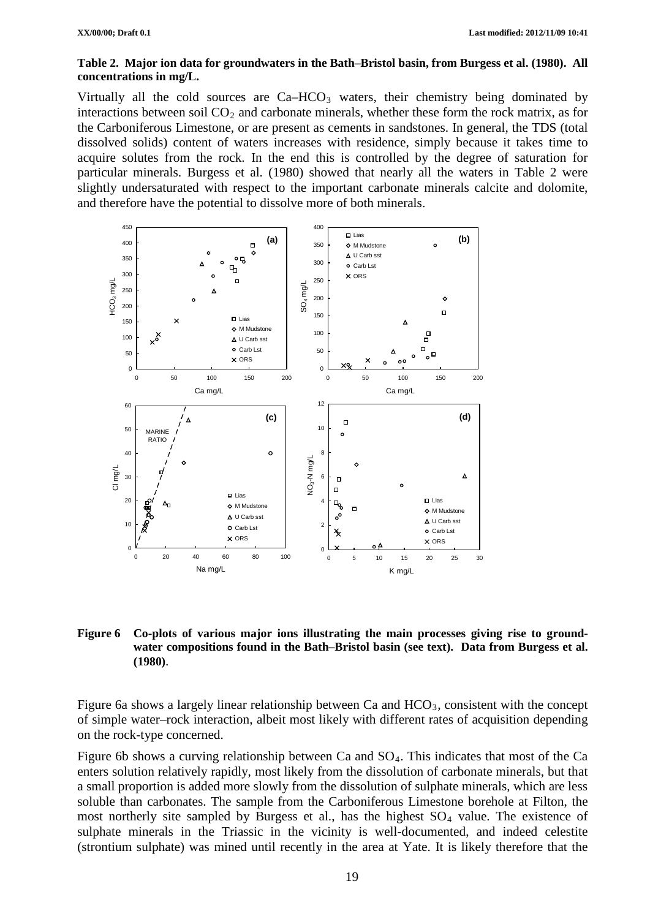**Table 2. Major ion data for groundwaters in the Bath–Bristol basin, from Burgess et al. (1980). All concentrations in mg/L.**

Virtually all the cold sources are Ca–$HCO_3$ waters, their chemistry being dominated by interactions between soil $CO_2$ and carbonate minerals, whether these form the rock matrix, as for the Carboniferous Limestone, or are present as cements in sandstones. In general, the TDS (total dissolved solids) content of waters increases with residence, simply because it takes time to acquire solutes from the rock. In the end this is controlled by the degree of saturation for particular minerals. Burgess et al. (1980) showed that nearly all the waters in Table 2 were slightly undersaturated with respect to the important carbonate minerals calcite and dolomite, and therefore have the potential to dissolve more of both minerals.

**Figure 6 Co-plots of various major ions illustrating the main processes giving rise to groundwater compositions found in the Bath–Bristol basin (see text). Data from Burgess et al. (1980)**.

Figure 6a shows a largely linear relationship between Ca and $HCO_3$, consistent with the concept of simple water–rock interaction, albeit most likely with different rates of acquisition depending on the rock-type concerned.

Figure 6b shows a curving relationship between Ca and $SO_4$. This indicates that most of the Ca enters solution relatively rapidly, most likely from the dissolution of carbonate minerals, but that a small proportion is added more slowly from the dissolution of sulphate minerals, which are less soluble than carbonates. The sample from the Carboniferous Limestone borehole at Filton, the most northerly site sampled by Burgess et al., has the highest $SO_4$ value. The existence of sulphate minerals in the Triassic in the vicinity is well-documented, and indeed celestite (strontium sulphate) was mined until recently in the area at Yate. It is likely therefore that the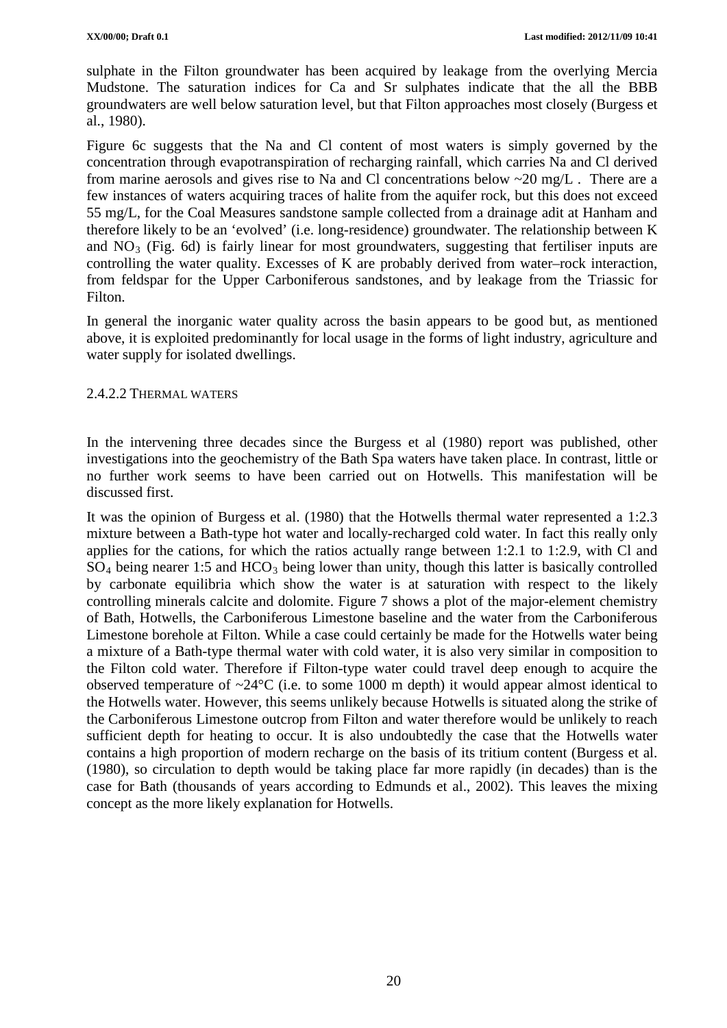sulphate in the Filton groundwater has been acquired by leakage from the overlying Mercia Mudstone. The saturation indices for Ca and Sr sulphates indicate that the all the BBB groundwaters are well below saturation level, but that Filton approaches most closely (Burgess et al., 1980).

Figure 6c suggests that the Na and Cl content of most waters is simply governed by the concentration through evapotranspiration of recharging rainfall, which carries Na and Cl derived from marine aerosols and gives rise to Na and Cl concentrations below ~20 mg/L . There are a few instances of waters acquiring traces of halite from the aquifer rock, but this does not exceed 55 mg/L, for the Coal Measures sandstone sample collected from a drainage adit at Hanham and therefore likely to be an 'evolved' (i.e. long-residence) groundwater. The relationship between K and $NO_3$ (Fig. 6d) is fairly linear for most groundwaters, suggesting that fertiliser inputs are controlling the water quality. Excesses of K are probably derived from water–rock interaction, from feldspar for the Upper Carboniferous sandstones, and by leakage from the Triassic for Filton.

In general the inorganic water quality across the basin appears to be good but, as mentioned above, it is exploited predominantly for local usage in the forms of light industry, agriculture and water supply for isolated dwellings.

#### 2.4.2.2 Thermal waters

In the intervening three decades since the Burgess et al (1980) report was published, other investigations into the geochemistry of the Bath Spa waters have taken place. In contrast, little or no further work seems to have been carried out on Hotwells. This manifestation will be discussed first.

It was the opinion of Burgess et al. (1980) that the Hotwells thermal water represented a 1:2.3 mixture between a Bath-type hot water and locally-recharged cold water. In fact this really only applies for the cations, for which the ratios actually range between 1:2.1 to 1:2.9, with Cl and $SO_4$ being nearer 1:5 and $HCO_3$ being lower than unity, though this latter is basically controlled by carbonate equilibria which show the water is at saturation with respect to the likely controlling minerals calcite and dolomite. Figure 7 shows a plot of the major-element chemistry of Bath, Hotwells, the Carboniferous Limestone baseline and the water from the Carboniferous Limestone borehole at Filton. While a case could certainly be made for the Hotwells water being a mixture of a Bath-type thermal water with cold water, it is also very similar in composition to the Filton cold water. Therefore if Filton-type water could travel deep enough to acquire the observed temperature of ~24°C (i.e. to some 1000 m depth) it would appear almost identical to the Hotwells water. However, this seems unlikely because Hotwells is situated along the strike of the Carboniferous Limestone outcrop from Filton and water therefore would be unlikely to reach sufficient depth for heating to occur. It is also undoubtedly the case that the Hotwells water contains a high proportion of modern recharge on the basis of its tritium content (Burgess et al. (1980), so circulation to depth would be taking place far more rapidly (in decades) than is the case for Bath (thousands of years according to Edmunds et al., 2002). This leaves the mixing concept as the more likely explanation for Hotwells.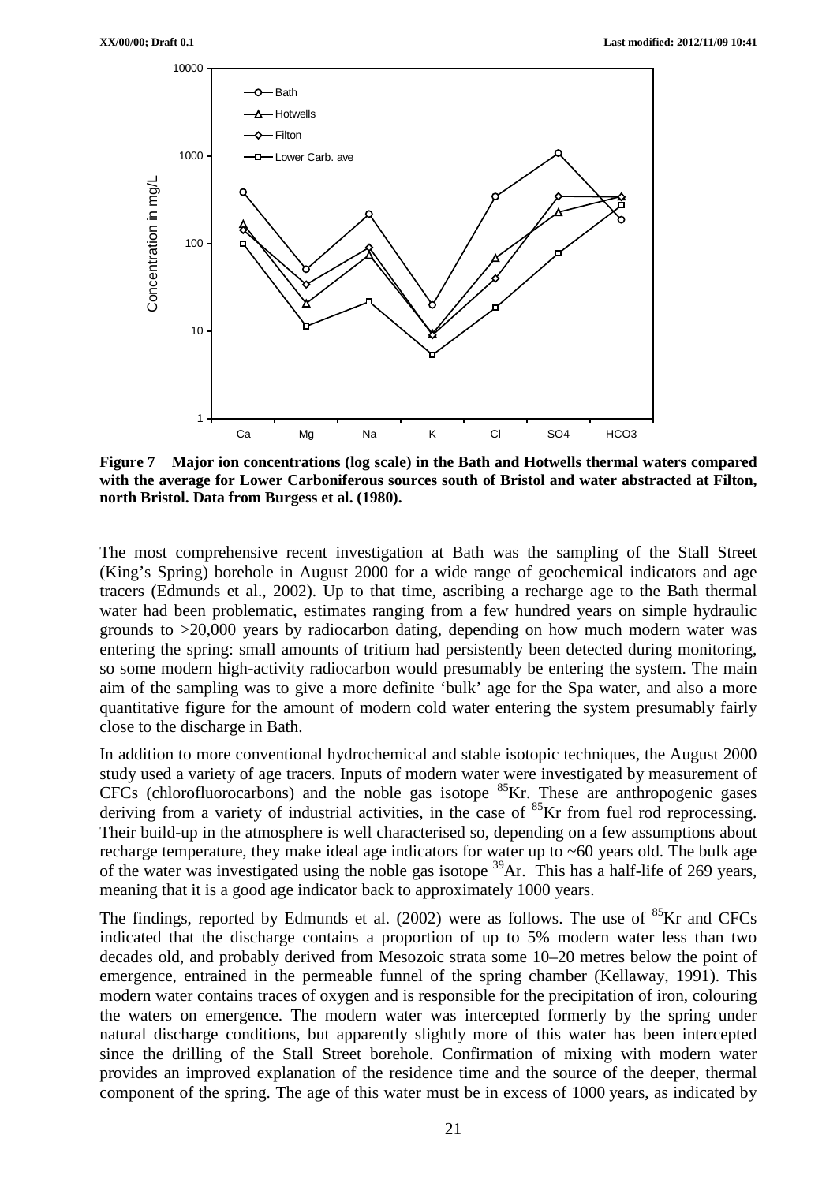**Figure 7 Major ion concentrations (log scale) in the Bath and Hotwells thermal waters compared with the average for Lower Carboniferous sources south of Bristol and water abstracted at Filton, north Bristol. Data from Burgess et al. (1980).**

The most comprehensive recent investigation at Bath was the sampling of the Stall Street (King's Spring) borehole in August 2000 for a wide range of geochemical indicators and age tracers (Edmunds et al., 2002). Up to that time, ascribing a recharge age to the Bath thermal water had been problematic, estimates ranging from a few hundred years on simple hydraulic grounds to >20,000 years by radiocarbon dating, depending on how much modern water was entering the spring: small amounts of tritium had persistently been detected during monitoring, so some modern high-activity radiocarbon would presumably be entering the system. The main aim of the sampling was to give a more definite 'bulk' age for the Spa water, and also a more quantitative figure for the amount of modern cold water entering the system presumably fairly close to the discharge in Bath.

In addition to more conventional hydrochemical and stable isotopic techniques, the August 2000 study used a variety of age tracers. Inputs of modern water were investigated by measurement of CFCs (chlorofluorocarbons) and the noble gas isotope $^{85}$Kr. These are anthropogenic gases deriving from a variety of industrial activities, in the case of $^{85}$Kr from fuel rod reprocessing. Their build-up in the atmosphere is well characterised so, depending on a few assumptions about recharge temperature, they make ideal age indicators for water up to ~60 years old. The bulk age of the water was investigated using the noble gas isotope $^{39}$Ar. This has a half-life of 269 years, meaning that it is a good age indicator back to approximately 1000 years.

The findings, reported by Edmunds et al. (2002) were as follows. The use of $^{85}$Kr and CFCs indicated that the discharge contains a proportion of up to 5% modern water less than two decades old, and probably derived from Mesozoic strata some 10–20 metres below the point of emergence, entrained in the permeable funnel of the spring chamber (Kellaway, 1991). This modern water contains traces of oxygen and is responsible for the precipitation of iron, colouring the waters on emergence. The modern water was intercepted formerly by the spring under natural discharge conditions, but apparently slightly more of this water has been intercepted since the drilling of the Stall Street borehole. Confirmation of mixing with modern water provides an improved explanation of the residence time and the source of the deeper, thermal component of the spring. The age of this water must be in excess of 1000 years, as indicated by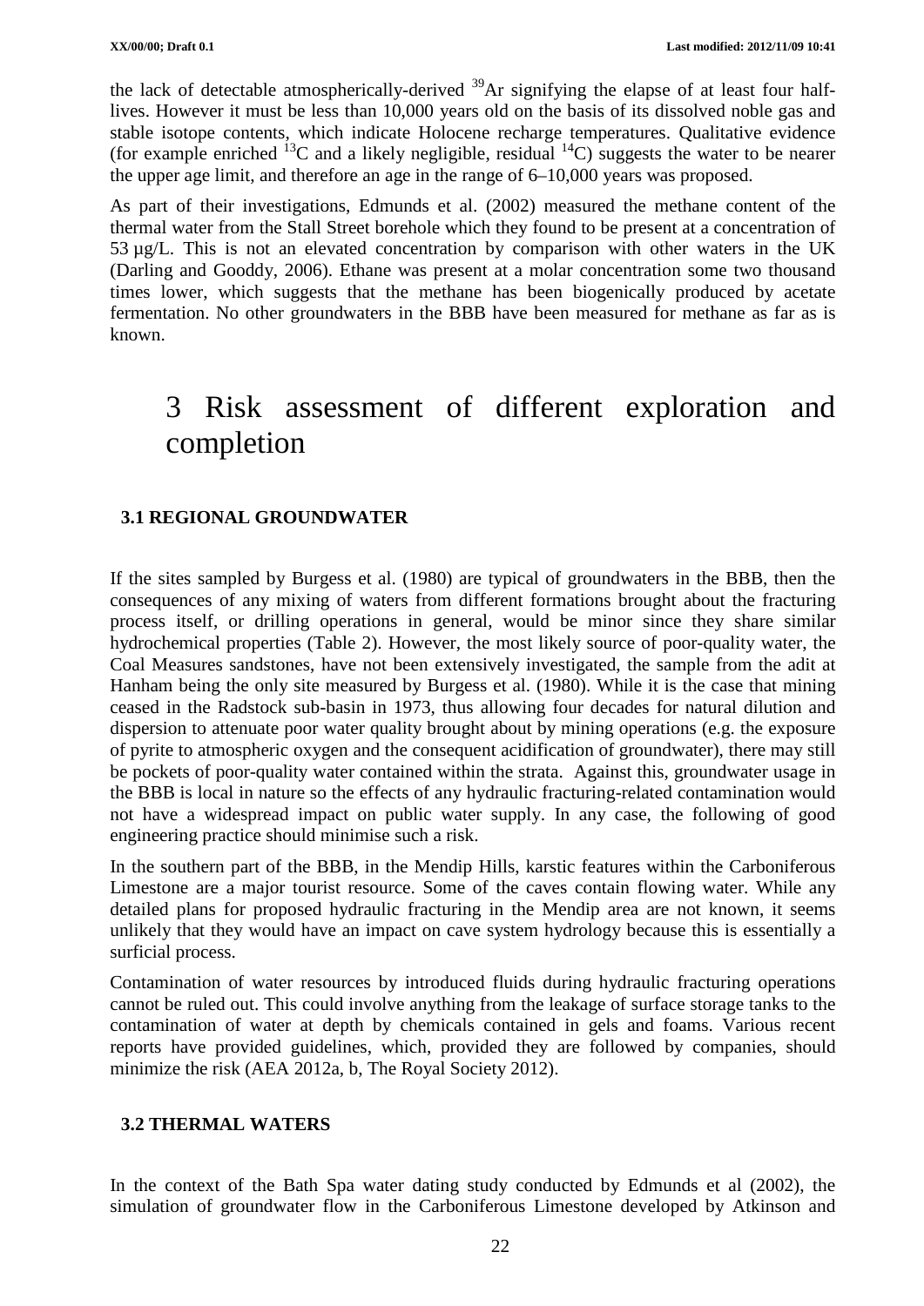the lack of detectable atmospherically-derived $^{39}Ar$ signifying the elapse of at least four half-lives. However it must be less than 10,000 years old on the basis of its dissolved noble gas and stable isotope contents, which indicate Holocene recharge temperatures. Qualitative evidence (for example enriched $^{13}C$ and a likely negligible, residual $^{14}C$) suggests the water to be nearer the upper age limit, and therefore an age in the range of 6–10,000 years was proposed.

As part of their investigations, Edmunds et al. (2002) measured the methane content of the thermal water from the Stall Street borehole which they found to be present at a concentration of 53 µg/L. This is not an elevated concentration by comparison with other waters in the UK (Darling and Gooddy, 2006). Ethane was present at a molar concentration some two thousand times lower, which suggests that the methane has been biogenically produced by acetate fermentation. No other groundwaters in the BBB have been measured for methane as far as is known.

# 3 Risk assessment of different exploration and completion

## 3.1 REGIONAL GROUNDWATER

If the sites sampled by Burgess et al. (1980) are typical of groundwaters in the BBB, then the consequences of any mixing of waters from different formations brought about the fracturing process itself, or drilling operations in general, would be minor since they share similar hydrochemical properties (Table 2). However, the most likely source of poor-quality water, the Coal Measures sandstones, have not been extensively investigated, the sample from the adit at Hanham being the only site measured by Burgess et al. (1980). While it is the case that mining ceased in the Radstock sub-basin in 1973, thus allowing four decades for natural dilution and dispersion to attenuate poor water quality brought about by mining operations (e.g. the exposure of pyrite to atmospheric oxygen and the consequent acidification of groundwater), there may still be pockets of poor-quality water contained within the strata. Against this, groundwater usage in the BBB is local in nature so the effects of any hydraulic fracturing-related contamination would not have a widespread impact on public water supply. In any case, the following of good engineering practice should minimise such a risk.

In the southern part of the BBB, in the Mendip Hills, karstic features within the Carboniferous Limestone are a major tourist resource. Some of the caves contain flowing water. While any detailed plans for proposed hydraulic fracturing in the Mendip area are not known, it seems unlikely that they would have an impact on cave system hydrology because this is essentially a surficial process.

Contamination of water resources by introduced fluids during hydraulic fracturing operations cannot be ruled out. This could involve anything from the leakage of surface storage tanks to the contamination of water at depth by chemicals contained in gels and foams. Various recent reports have provided guidelines, which, provided they are followed by companies, should minimize the risk (AEA 2012a, b, The Royal Society 2012).

## 3.2 THERMAL WATERS

In the context of the Bath Spa water dating study conducted by Edmunds et al (2002), the simulation of groundwater flow in the Carboniferous Limestone developed by Atkinson and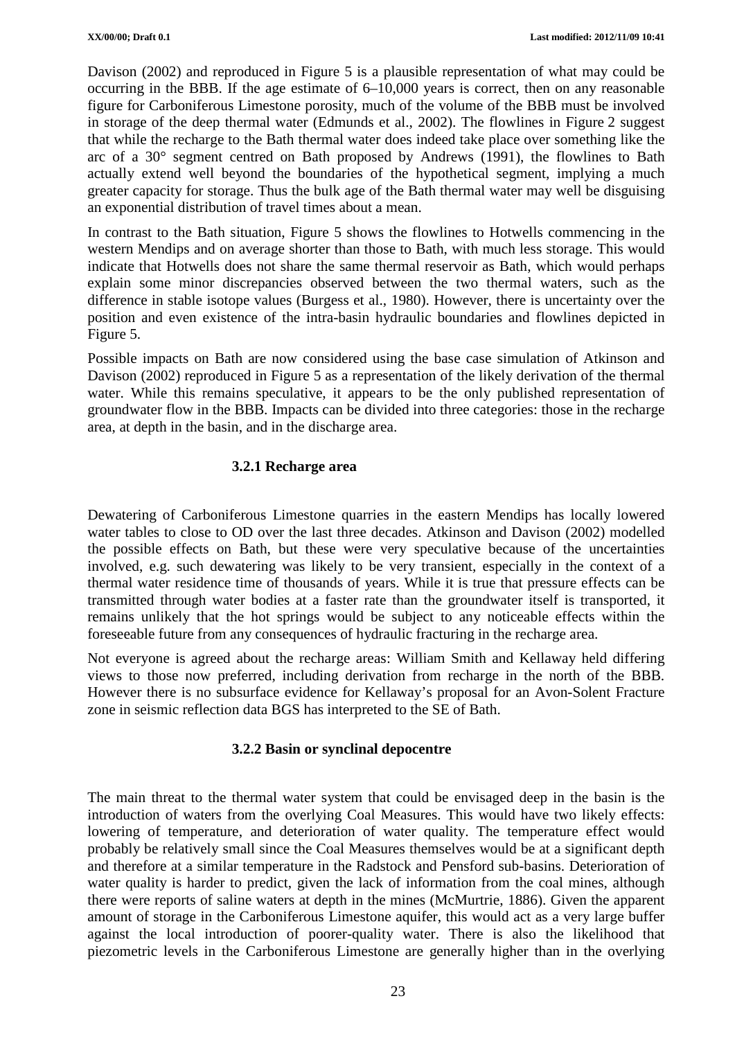Davison (2002) and reproduced in Figure 5 is a plausible representation of what may could be occurring in the BBB. If the age estimate of 6–10,000 years is correct, then on any reasonable figure for Carboniferous Limestone porosity, much of the volume of the BBB must be involved in storage of the deep thermal water (Edmunds et al., 2002). The flowlines in Figure 2 suggest that while the recharge to the Bath thermal water does indeed take place over something like the arc of a 30° segment centred on Bath proposed by Andrews (1991), the flowlines to Bath actually extend well beyond the boundaries of the hypothetical segment, implying a much greater capacity for storage. Thus the bulk age of the Bath thermal water may well be disguising an exponential distribution of travel times about a mean.

In contrast to the Bath situation, Figure 5 shows the flowlines to Hotwells commencing in the western Mendips and on average shorter than those to Bath, with much less storage. This would indicate that Hotwells does not share the same thermal reservoir as Bath, which would perhaps explain some minor discrepancies observed between the two thermal waters, such as the difference in stable isotope values (Burgess et al., 1980). However, there is uncertainty over the position and even existence of the intra-basin hydraulic boundaries and flowlines depicted in Figure 5.

Possible impacts on Bath are now considered using the base case simulation of Atkinson and Davison (2002) reproduced in Figure 5 as a representation of the likely derivation of the thermal water. While this remains speculative, it appears to be the only published representation of groundwater flow in the BBB. Impacts can be divided into three categories: those in the recharge area, at depth in the basin, and in the discharge area.

### 3.2.1 Recharge area

Dewatering of Carboniferous Limestone quarries in the eastern Mendips has locally lowered water tables to close to OD over the last three decades. Atkinson and Davison (2002) modelled the possible effects on Bath, but these were very speculative because of the uncertainties involved, e.g. such dewatering was likely to be very transient, especially in the context of a thermal water residence time of thousands of years. While it is true that pressure effects can be transmitted through water bodies at a faster rate than the groundwater itself is transported, it remains unlikely that the hot springs would be subject to any noticeable effects within the foreseeable future from any consequences of hydraulic fracturing in the recharge area.

Not everyone is agreed about the recharge areas: William Smith and Kellaway held differing views to those now preferred, including derivation from recharge in the north of the BBB. However there is no subsurface evidence for Kellaway's proposal for an Avon-Solent Fracture zone in seismic reflection data BGS has interpreted to the SE of Bath.

### 3.2.2 Basin or synclinal depocentre

The main threat to the thermal water system that could be envisaged deep in the basin is the introduction of waters from the overlying Coal Measures. This would have two likely effects: lowering of temperature, and deterioration of water quality. The temperature effect would probably be relatively small since the Coal Measures themselves would be at a significant depth and therefore at a similar temperature in the Radstock and Pensford sub-basins. Deterioration of water quality is harder to predict, given the lack of information from the coal mines, although there were reports of saline waters at depth in the mines (McMurtrie, 1886). Given the apparent amount of storage in the Carboniferous Limestone aquifer, this would act as a very large buffer against the local introduction of poorer-quality water. There is also the likelihood that piezometric levels in the Carboniferous Limestone are generally higher than in the overlying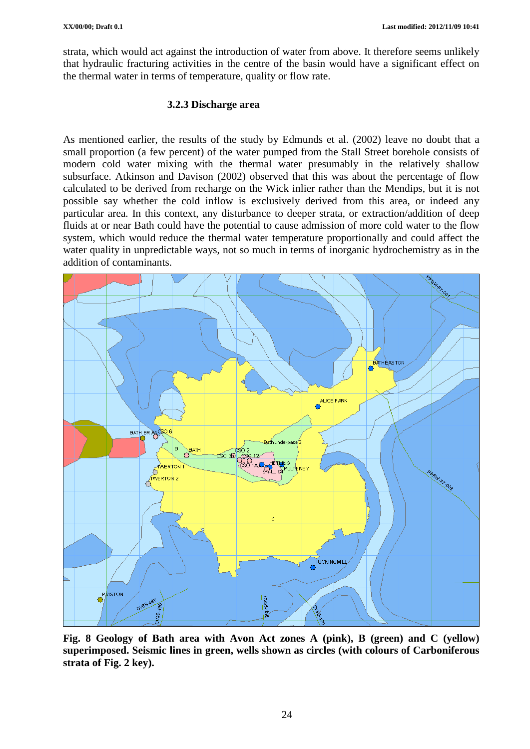strata, which would act against the introduction of water from above. It therefore seems unlikely that hydraulic fracturing activities in the centre of the basin would have a significant effect on the thermal water in terms of temperature, quality or flow rate.

### 3.2.3 Discharge area

As mentioned earlier, the results of the study by Edmunds et al. (2002) leave no doubt that a small proportion (a few percent) of the water pumped from the Stall Street borehole consists of modern cold water mixing with the thermal water presumably in the relatively shallow subsurface. Atkinson and Davison (2002) observed that this was about the percentage of flow calculated to be derived from recharge on the Wick inlier rather than the Mendips, but it is not possible say whether the cold inflow is exclusively derived from this area, or indeed any particular area. In this context, any disturbance to deeper strata, or extraction/addition of deep fluids at or near Bath could have the potential to cause admission of more cold water to the flow system, which would reduce the thermal water temperature proportionally and could affect the water quality in unpredictable ways, not so much in terms of inorganic hydrochemistry as in the addition of contaminants.

**Fig. 8 Geology of Bath area with Avon Act zones A (pink), B (green) and C (yellow) superimposed. Seismic lines in green, wells shown as circles (with colours of Carboniferous strata of Fig. 2 key).**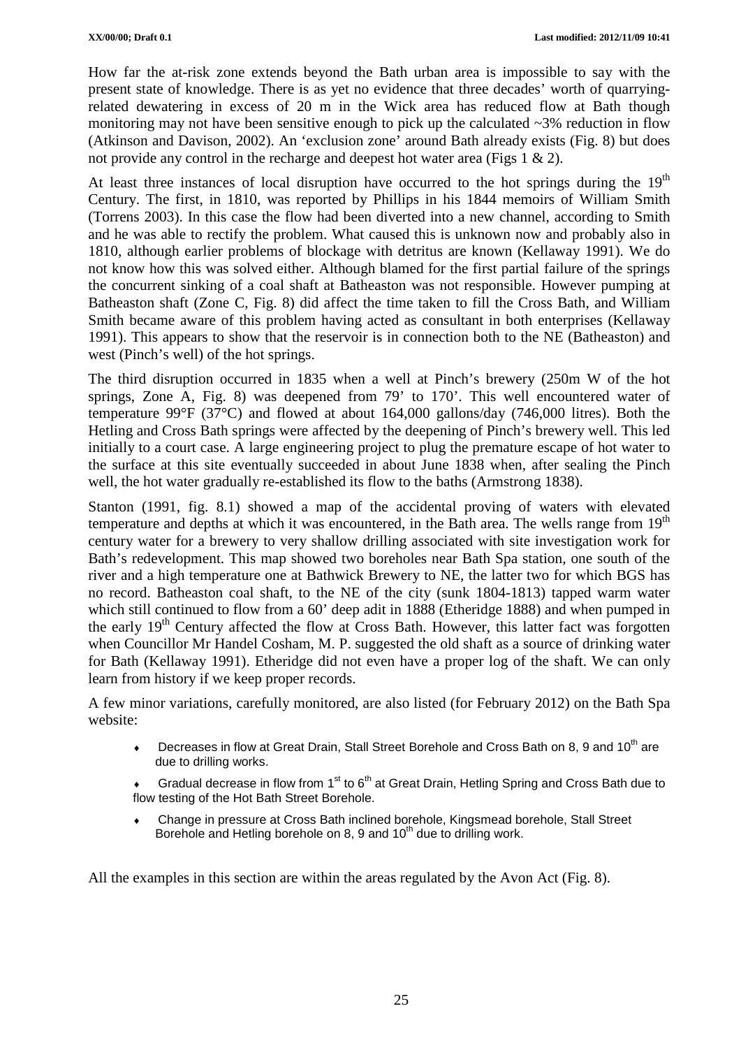How far the at-risk zone extends beyond the Bath urban area is impossible to say with the present state of knowledge. There is as yet no evidence that three decades' worth of quarrying-related dewatering in excess of 20 m in the Wick area has reduced flow at Bath though monitoring may not have been sensitive enough to pick up the calculated ~3% reduction in flow (Atkinson and Davison, 2002). An 'exclusion zone' around Bath already exists (Fig. 8) but does not provide any control in the recharge and deepest hot water area (Figs 1 & 2).

At least three instances of local disruption have occurred to the hot springs during the 19th Century. The first, in 1810, was reported by Phillips in his 1844 memoirs of William Smith (Torrens 2003). In this case the flow had been diverted into a new channel, according to Smith and he was able to rectify the problem. What caused this is unknown now and probably also in 1810, although earlier problems of blockage with detritus are known (Kellaway 1991). We do not know how this was solved either. Although blamed for the first partial failure of the springs the concurrent sinking of a coal shaft at Batheaston was not responsible. However pumping at Batheaston shaft (Zone C, Fig. 8) did affect the time taken to fill the Cross Bath, and William Smith became aware of this problem having acted as consultant in both enterprises (Kellaway 1991). This appears to show that the reservoir is in connection both to the NE (Batheaston) and west (Pinch's well) of the hot springs.

The third disruption occurred in 1835 when a well at Pinch's brewery (250m W of the hot springs, Zone A, Fig. 8) was deepened from 79' to 170'. This well encountered water of temperature 99°F (37°C) and flowed at about 164,000 gallons/day (746,000 litres). Both the Hetling and Cross Bath springs were affected by the deepening of Pinch's brewery well. This led initially to a court case. A large engineering project to plug the premature escape of hot water to the surface at this site eventually succeeded in about June 1838 when, after sealing the Pinch well, the hot water gradually re-established its flow to the baths (Armstrong 1838).

Stanton (1991, fig. 8.1) showed a map of the accidental proving of waters with elevated temperature and depths at which it was encountered, in the Bath area. The wells range from 19th century water for a brewery to very shallow drilling associated with site investigation work for Bath's redevelopment. This map showed two boreholes near Bath Spa station, one south of the river and a high temperature one at Bathwick Brewery to NE, the latter two for which BGS has no record. Batheaston coal shaft, to the NE of the city (sunk 1804-1813) tapped warm water which still continued to flow from a 60' deep adit in 1888 (Etheridge 1888) and when pumped in the early 19th Century affected the flow at Cross Bath. However, this latter fact was forgotten when Councillor Mr Handel Cosham, M. P. suggested the old shaft as a source of drinking water for Bath (Kellaway 1991). Etheridge did not even have a proper log of the shaft. We can only learn from history if we keep proper records.

A few minor variations, carefully monitored, are also listed (for February 2012) on the Bath Spa website:

- Decreases in flow at Great Drain, Stall Street Borehole and Cross Bath on 8, 9 and 10th are due to drilling works.
- Gradual decrease in flow from 1st to 6th at Great Drain, Hetling Spring and Cross Bath due to flow testing of the Hot Bath Street Borehole.
- Change in pressure at Cross Bath inclined borehole, Kingsmead borehole, Stall Street Borehole and Hetling borehole on 8, 9 and 10th due to drilling work.

All the examples in this section are within the areas regulated by the Avon Act (Fig. 8).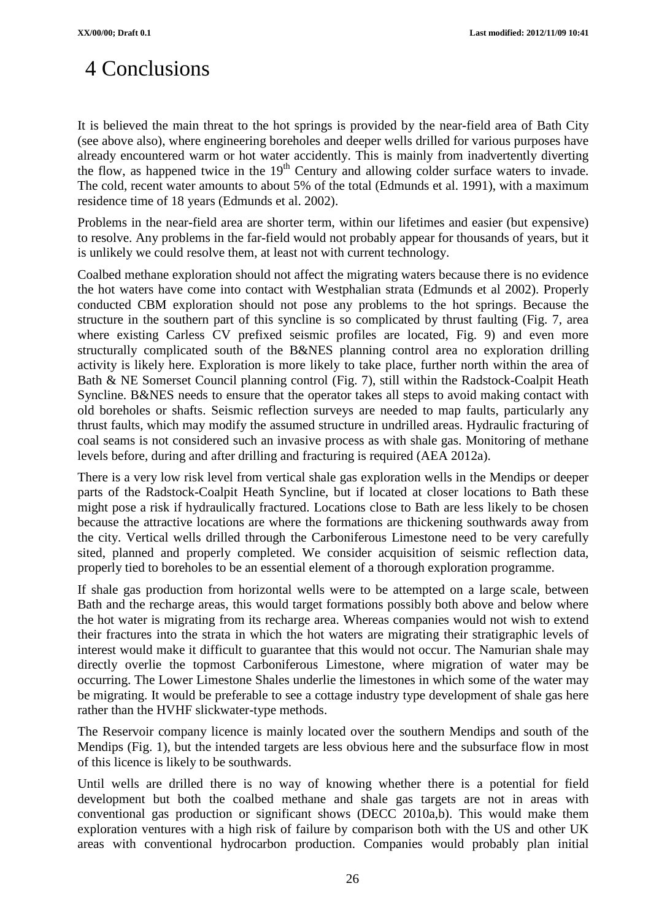# 4 Conclusions

It is believed the main threat to the hot springs is provided by the near-field area of Bath City (see above also), where engineering boreholes and deeper wells drilled for various purposes have already encountered warm or hot water accidently. This is mainly from inadvertently diverting the flow, as happened twice in the 19$^{th}$ Century and allowing colder surface waters to invade. The cold, recent water amounts to about 5% of the total (Edmunds et al. 1991), with a maximum residence time of 18 years (Edmunds et al. 2002).

Problems in the near-field area are shorter term, within our lifetimes and easier (but expensive) to resolve. Any problems in the far-field would not probably appear for thousands of years, but it is unlikely we could resolve them, at least not with current technology.

Coalbed methane exploration should not affect the migrating waters because there is no evidence the hot waters have come into contact with Westphalian strata (Edmunds et al 2002). Properly conducted CBM exploration should not pose any problems to the hot springs. Because the structure in the southern part of this syncline is so complicated by thrust faulting (Fig. 7, area where existing Carless CV prefixed seismic profiles are located, Fig. 9) and even more structurally complicated south of the B&NES planning control area no exploration drilling activity is likely here. Exploration is more likely to take place, further north within the area of Bath & NE Somerset Council planning control (Fig. 7), still within the Radstock-Coalpit Heath Syncline. B&NES needs to ensure that the operator takes all steps to avoid making contact with old boreholes or shafts. Seismic reflection surveys are needed to map faults, particularly any thrust faults, which may modify the assumed structure in undrilled areas. Hydraulic fracturing of coal seams is not considered such an invasive process as with shale gas. Monitoring of methane levels before, during and after drilling and fracturing is required (AEA 2012a).

There is a very low risk level from vertical shale gas exploration wells in the Mendips or deeper parts of the Radstock-Coalpit Heath Syncline, but if located at closer locations to Bath these might pose a risk if hydraulically fractured. Locations close to Bath are less likely to be chosen because the attractive locations are where the formations are thickening southwards away from the city. Vertical wells drilled through the Carboniferous Limestone need to be very carefully sited, planned and properly completed. We consider acquisition of seismic reflection data, properly tied to boreholes to be an essential element of a thorough exploration programme.

If shale gas production from horizontal wells were to be attempted on a large scale, between Bath and the recharge areas, this would target formations possibly both above and below where the hot water is migrating from its recharge area. Whereas companies would not wish to extend their fractures into the strata in which the hot waters are migrating their stratigraphic levels of interest would make it difficult to guarantee that this would not occur. The Namurian shale may directly overlie the topmost Carboniferous Limestone, where migration of water may be occurring. The Lower Limestone Shales underlie the limestones in which some of the water may be migrating. It would be preferable to see a cottage industry type development of shale gas here rather than the HVHF slickwater-type methods.

The Reservoir company licence is mainly located over the southern Mendips and south of the Mendips (Fig. 1), but the intended targets are less obvious here and the subsurface flow in most of this licence is likely to be southwards.

Until wells are drilled there is no way of knowing whether there is a potential for field development but both the coalbed methane and shale gas targets are not in areas with conventional gas production or significant shows (DECC 2010a,b). This would make them exploration ventures with a high risk of failure by comparison both with the US and other UK areas with conventional hydrocarbon production. Companies would probably plan initial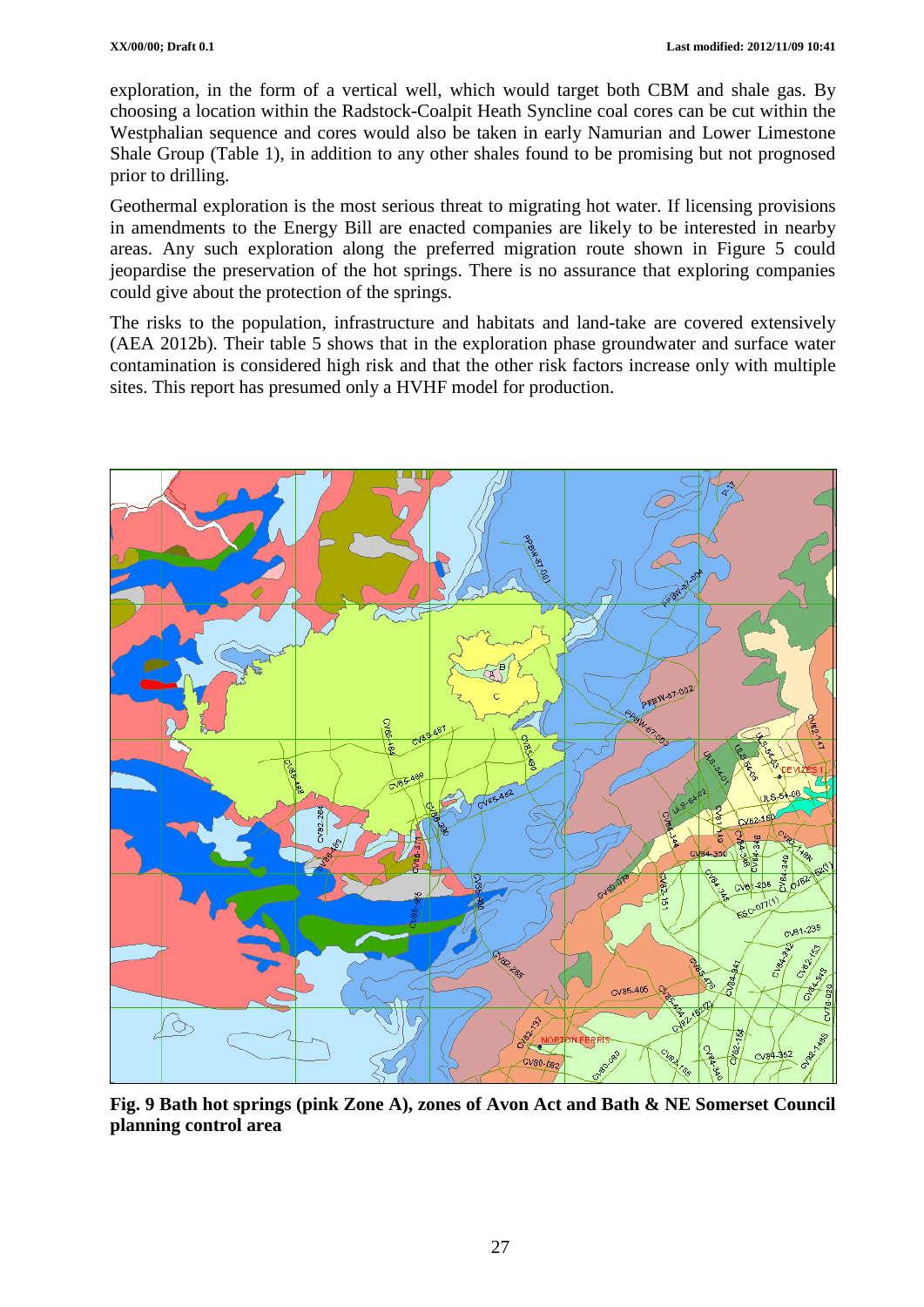exploration, in the form of a vertical well, which would target both CBM and shale gas. By choosing a location within the Radstock-Coalpit Heath Syncline coal cores can be cut within the Westphalian sequence and cores would also be taken in early Namurian and Lower Limestone Shale Group (Table 1), in addition to any other shales found to be promising but not prognosed prior to drilling.

Geothermal exploration is the most serious threat to migrating hot water. If licensing provisions in amendments to the Energy Bill are enacted companies are likely to be interested in nearby areas. Any such exploration along the preferred migration route shown in Figure 5 could jeopardise the preservation of the hot springs. There is no assurance that exploring companies could give about the protection of the springs.

The risks to the population, infrastructure and habitats and land-take are covered extensively (AEA 2012b). Their table 5 shows that in the exploration phase groundwater and surface water contamination is considered high risk and that the other risk factors increase only with multiple sites. This report has presumed only a HVHF model for production.

**Fig. 9 Bath hot springs (pink Zone A), zones of Avon Act and Bath & NE Somerset Council planning control area**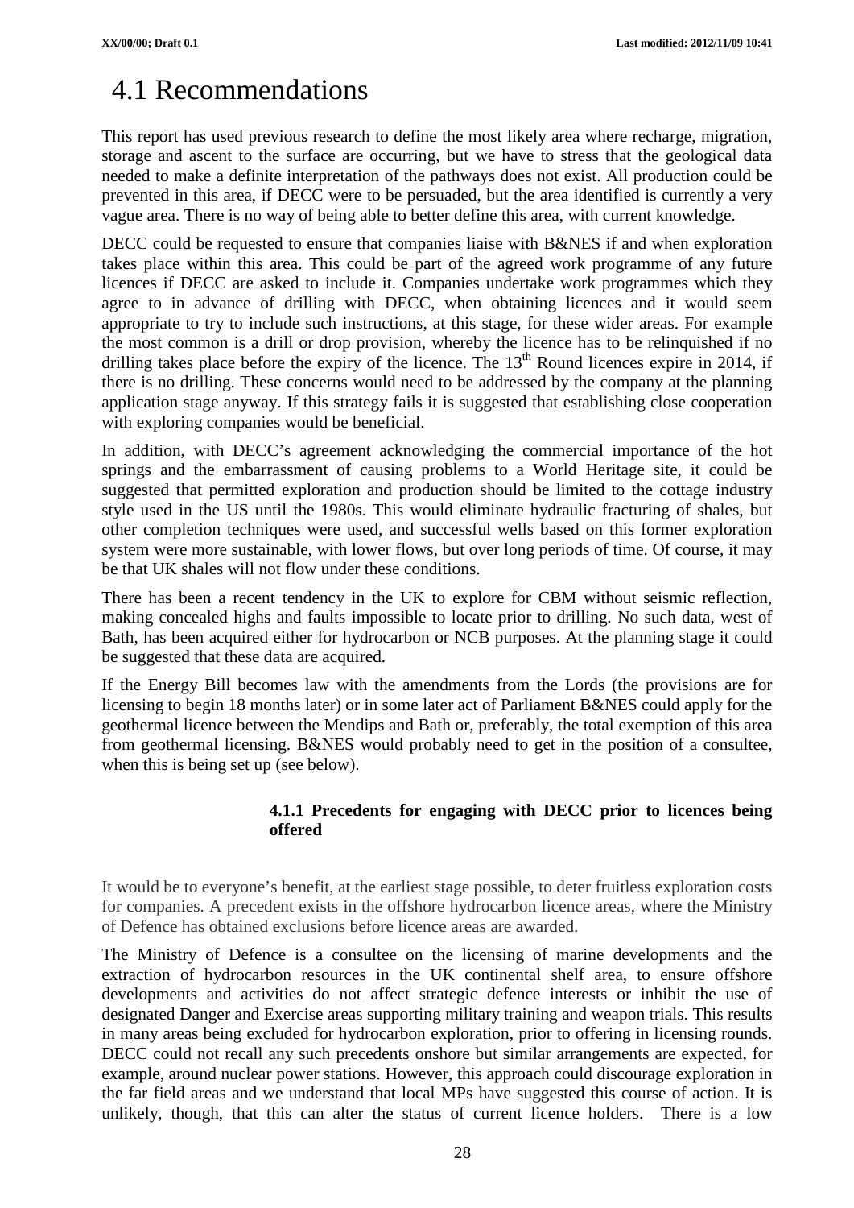# 4.1 Recommendations

This report has used previous research to define the most likely area where recharge, migration, storage and ascent to the surface are occurring, but we have to stress that the geological data needed to make a definite interpretation of the pathways does not exist. All production could be prevented in this area, if DECC were to be persuaded, but the area identified is currently a very vague area. There is no way of being able to better define this area, with current knowledge.

DECC could be requested to ensure that companies liaise with B&NES if and when exploration takes place within this area. This could be part of the agreed work programme of any future licences if DECC are asked to include it. Companies undertake work programmes which they agree to in advance of drilling with DECC, when obtaining licences and it would seem appropriate to try to include such instructions, at this stage, for these wider areas. For example the most common is a drill or drop provision, whereby the licence has to be relinquished if no drilling takes place before the expiry of the licence. The 13th Round licences expire in 2014, if there is no drilling. These concerns would need to be addressed by the company at the planning application stage anyway. If this strategy fails it is suggested that establishing close cooperation with exploring companies would be beneficial.

In addition, with DECC's agreement acknowledging the commercial importance of the hot springs and the embarrassment of causing problems to a World Heritage site, it could be suggested that permitted exploration and production should be limited to the cottage industry style used in the US until the 1980s. This would eliminate hydraulic fracturing of shales, but other completion techniques were used, and successful wells based on this former exploration system were more sustainable, with lower flows, but over long periods of time. Of course, it may be that UK shales will not flow under these conditions.

There has been a recent tendency in the UK to explore for CBM without seismic reflection, making concealed highs and faults impossible to locate prior to drilling. No such data, west of Bath, has been acquired either for hydrocarbon or NCB purposes. At the planning stage it could be suggested that these data are acquired.

If the Energy Bill becomes law with the amendments from the Lords (the provisions are for licensing to begin 18 months later) or in some later act of Parliament B&NES could apply for the geothermal licence between the Mendips and Bath or, preferably, the total exemption of this area from geothermal licensing. B&NES would probably need to get in the position of a consultee, when this is being set up (see below).

### 4.1.1 Precedents for engaging with DECC prior to licences being offered

It would be to everyone's benefit, at the earliest stage possible, to deter fruitless exploration costs for companies. A precedent exists in the offshore hydrocarbon licence areas, where the Ministry of Defence has obtained exclusions before licence areas are awarded.

The Ministry of Defence is a consultee on the licensing of marine developments and the extraction of hydrocarbon resources in the UK continental shelf area, to ensure offshore developments and activities do not affect strategic defence interests or inhibit the use of designated Danger and Exercise areas supporting military training and weapon trials. This results in many areas being excluded for hydrocarbon exploration, prior to offering in licensing rounds. DECC could not recall any such precedents onshore but similar arrangements are expected, for example, around nuclear power stations. However, this approach could discourage exploration in the far field areas and we understand that local MPs have suggested this course of action. It is unlikely, though, that this can alter the status of current licence holders. There is a low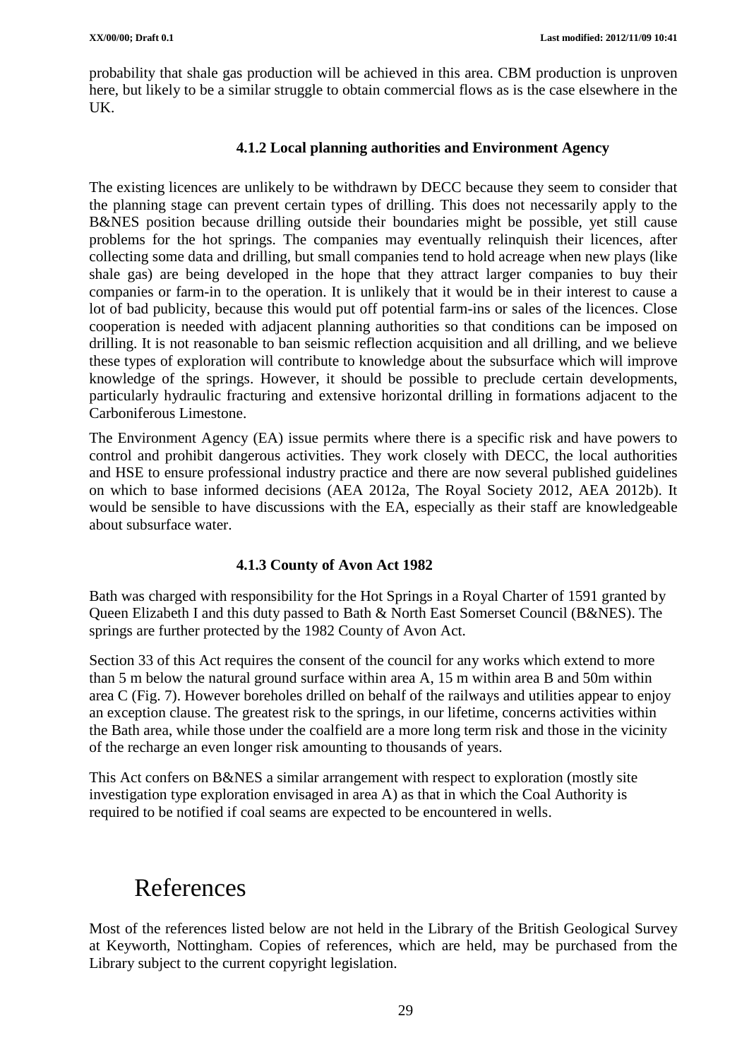probability that shale gas production will be achieved in this area. CBM production is unproven here, but likely to be a similar struggle to obtain commercial flows as is the case elsewhere in the UK.

### 4.1.2 Local planning authorities and Environment Agency

The existing licences are unlikely to be withdrawn by DECC because they seem to consider that the planning stage can prevent certain types of drilling. This does not necessarily apply to the B&NES position because drilling outside their boundaries might be possible, yet still cause problems for the hot springs. The companies may eventually relinquish their licences, after collecting some data and drilling, but small companies tend to hold acreage when new plays (like shale gas) are being developed in the hope that they attract larger companies to buy their companies or farm-in to the operation. It is unlikely that it would be in their interest to cause a lot of bad publicity, because this would put off potential farm-ins or sales of the licences. Close cooperation is needed with adjacent planning authorities so that conditions can be imposed on drilling. It is not reasonable to ban seismic reflection acquisition and all drilling, and we believe these types of exploration will contribute to knowledge about the subsurface which will improve knowledge of the springs. However, it should be possible to preclude certain developments, particularly hydraulic fracturing and extensive horizontal drilling in formations adjacent to the Carboniferous Limestone.

The Environment Agency (EA) issue permits where there is a specific risk and have powers to control and prohibit dangerous activities. They work closely with DECC, the local authorities and HSE to ensure professional industry practice and there are now several published guidelines on which to base informed decisions (AEA 2012a, The Royal Society 2012, AEA 2012b). It would be sensible to have discussions with the EA, especially as their staff are knowledgeable about subsurface water.

### 4.1.3 County of Avon Act 1982

Bath was charged with responsibility for the Hot Springs in a Royal Charter of 1591 granted by Queen Elizabeth I and this duty passed to Bath & North East Somerset Council (B&NES). The springs are further protected by the 1982 County of Avon Act.

Section 33 of this Act requires the consent of the council for any works which extend to more than 5 m below the natural ground surface within area A, 15 m within area B and 50m within area C (Fig. 7). However boreholes drilled on behalf of the railways and utilities appear to enjoy an exception clause. The greatest risk to the springs, in our lifetime, concerns activities within the Bath area, while those under the coalfield are a more long term risk and those in the vicinity of the recharge an even longer risk amounting to thousands of years.

This Act confers on B&NES a similar arrangement with respect to exploration (mostly site investigation type exploration envisaged in area A) as that in which the Coal Authority is required to be notified if coal seams are expected to be encountered in wells.

# References

Most of the references listed below are not held in the Library of the British Geological Survey at Keyworth, Nottingham. Copies of references, which are held, may be purchased from the Library subject to the current copyright legislation.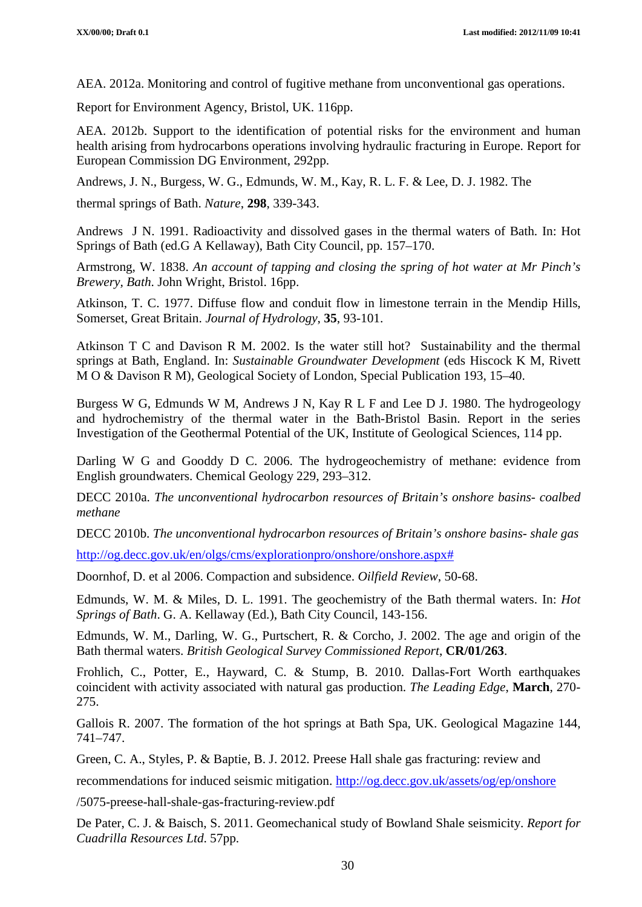AEA. 2012a. Monitoring and control of fugitive methane from unconventional gas operations.

Report for Environment Agency, Bristol, UK. 116pp.

AEA. 2012b. Support to the identification of potential risks for the environment and human health arising from hydrocarbons operations involving hydraulic fracturing in Europe. Report for European Commission DG Environment, 292pp.

Andrews, J. N., Burgess, W. G., Edmunds, W. M., Kay, R. L. F. & Lee, D. J. 1982. The

thermal springs of Bath. *Nature*, **298**, 339-343.

Andrews J N. 1991. Radioactivity and dissolved gases in the thermal waters of Bath. In: Hot Springs of Bath (ed.G A Kellaway), Bath City Council, pp. 157–170.

Armstrong, W. 1838. *An account of tapping and closing the spring of hot water at Mr Pinch's Brewery, Bath*. John Wright, Bristol. 16pp.

Atkinson, T. C. 1977. Diffuse flow and conduit flow in limestone terrain in the Mendip Hills, Somerset, Great Britain. *Journal of Hydrology*, **35**, 93-101.

Atkinson T C and Davison R M. 2002. Is the water still hot? Sustainability and the thermal springs at Bath, England. In: *Sustainable Groundwater Development* (eds Hiscock K M, Rivett M O & Davison R M), Geological Society of London, Special Publication 193, 15–40.

Burgess W G, Edmunds W M, Andrews J N, Kay R L F and Lee D J. 1980. The hydrogeology and hydrochemistry of the thermal water in the Bath-Bristol Basin. Report in the series Investigation of the Geothermal Potential of the UK, Institute of Geological Sciences, 114 pp.

Darling W G and Gooddy D C. 2006. The hydrogeochemistry of methane: evidence from English groundwaters. Chemical Geology 229, 293–312.

DECC 2010a. *The unconventional hydrocarbon resources of Britain's onshore basins- coalbed methane*

DECC 2010b. *The unconventional hydrocarbon resources of Britain's onshore basins- shale gas*

http://og.decc.gov.uk/en/olgs/cms/explorationpro/onshore/onshore.aspx#

Doornhof, D. et al 2006. Compaction and subsidence. *Oilfield Review*, 50-68.

Edmunds, W. M. & Miles, D. L. 1991. The geochemistry of the Bath thermal waters. In: *Hot Springs of Bath*. G. A. Kellaway (Ed.), Bath City Council, 143-156.

Edmunds, W. M., Darling, W. G., Purtschert, R. & Corcho, J. 2002. The age and origin of the Bath thermal waters. *British Geological Survey Commissioned Report*, **CR/01/263**.

Frohlich, C., Potter, E., Hayward, C. & Stump, B. 2010. Dallas-Fort Worth earthquakes coincident with activity associated with natural gas production. *The Leading Edge*, **March**, 270-275.

Gallois R. 2007. The formation of the hot springs at Bath Spa, UK. Geological Magazine 144, 741–747.

Green, C. A., Styles, P. & Baptie, B. J. 2012. Preese Hall shale gas fracturing: review and

recommendations for induced seismic mitigation. http://og.decc.gov.uk/assets/og/ep/onshore

/5075-preese-hall-shale-gas-fracturing-review.pdf

De Pater, C. J. & Baisch, S. 2011. Geomechanical study of Bowland Shale seismicity. *Report for Cuadrilla Resources Ltd*. 57pp.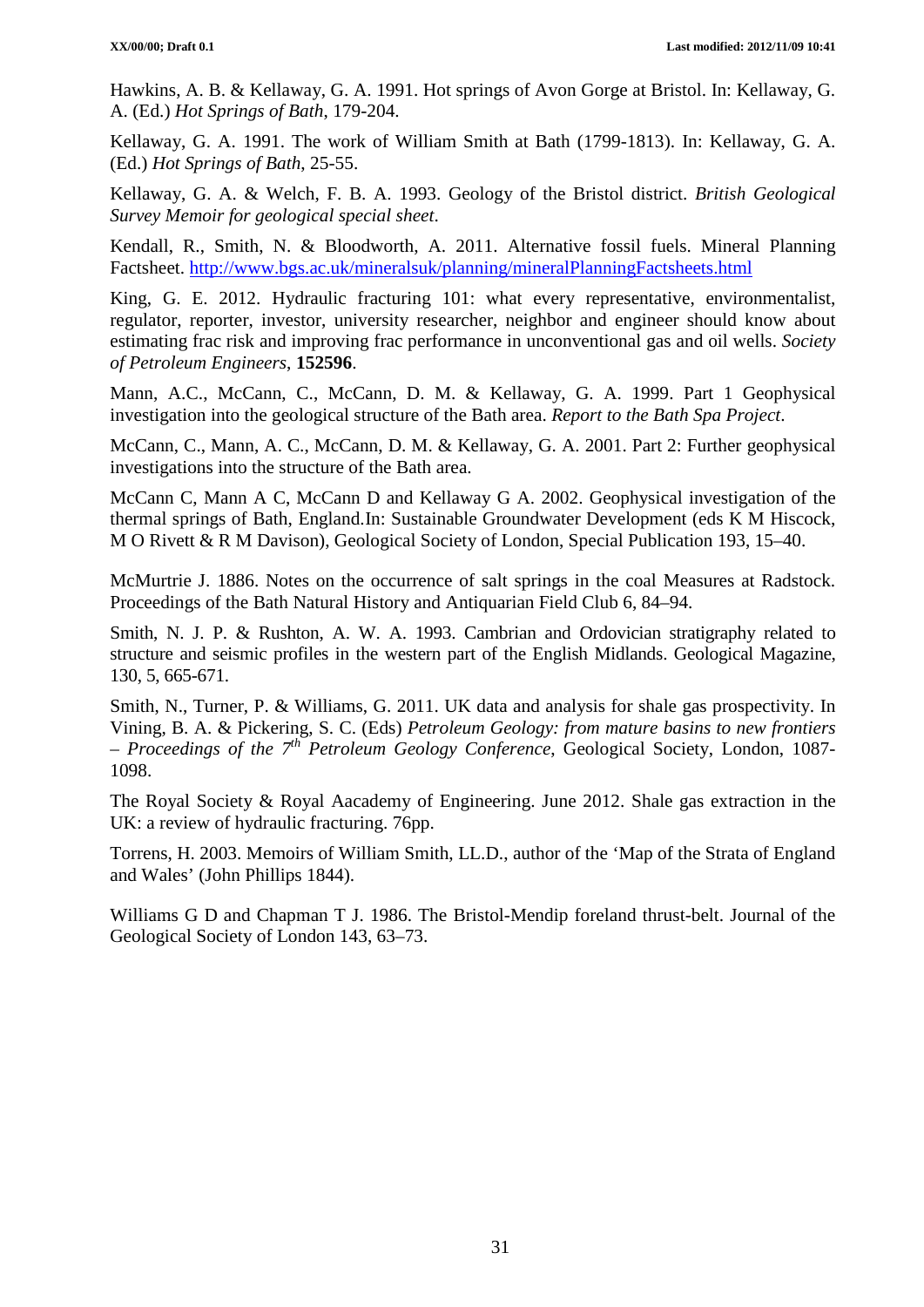Hawkins, A. B. & Kellaway, G. A. 1991. Hot springs of Avon Gorge at Bristol. In: Kellaway, G. A. (Ed.) *Hot Springs of Bath*, 179-204.

Kellaway, G. A. 1991. The work of William Smith at Bath (1799-1813). In: Kellaway, G. A. (Ed.) *Hot Springs of Bath*, 25-55.

Kellaway, G. A. & Welch, F. B. A. 1993. Geology of the Bristol district. *British Geological Survey Memoir for geological special sheet*.

Kendall, R., Smith, N. & Bloodworth, A. 2011. Alternative fossil fuels. Mineral Planning Factsheet. http://www.bgs.ac.uk/mineralsuk/planning/mineralPlanningFactsheets.html

King, G. E. 2012. Hydraulic fracturing 101: what every representative, environmentalist, regulator, reporter, investor, university researcher, neighbor and engineer should know about estimating frac risk and improving frac performance in unconventional gas and oil wells. *Society of Petroleum Engineers*, **152596**.

Mann, A.C., McCann, C., McCann, D. M. & Kellaway, G. A. 1999. Part 1 Geophysical investigation into the geological structure of the Bath area. *Report to the Bath Spa Project*.

McCann, C., Mann, A. C., McCann, D. M. & Kellaway, G. A. 2001. Part 2: Further geophysical investigations into the structure of the Bath area.

McCann C, Mann A C, McCann D and Kellaway G A. 2002. Geophysical investigation of the thermal springs of Bath, England.In: Sustainable Groundwater Development (eds K M Hiscock, M O Rivett & R M Davison), Geological Society of London, Special Publication 193, 15–40.

McMurtrie J. 1886. Notes on the occurrence of salt springs in the coal Measures at Radstock. Proceedings of the Bath Natural History and Antiquarian Field Club 6, 84–94.

Smith, N. J. P. & Rushton, A. W. A. 1993. Cambrian and Ordovician stratigraphy related to structure and seismic profiles in the western part of the English Midlands. Geological Magazine, 130, 5, 665-671.

Smith, N., Turner, P. & Williams, G. 2011. UK data and analysis for shale gas prospectivity. In Vining, B. A. & Pickering, S. C. (Eds) *Petroleum Geology: from mature basins to new frontiers – Proceedings of the 7th Petroleum Geology Conference*, Geological Society, London, 1087-1098.

The Royal Society & Royal Aacademy of Engineering. June 2012. Shale gas extraction in the UK: a review of hydraulic fracturing. 76pp.

Torrens, H. 2003. Memoirs of William Smith, LL.D., author of the 'Map of the Strata of England and Wales' (John Phillips 1844).

Williams G D and Chapman T J. 1986. The Bristol-Mendip foreland thrust-belt. Journal of the Geological Society of London 143, 63–73.